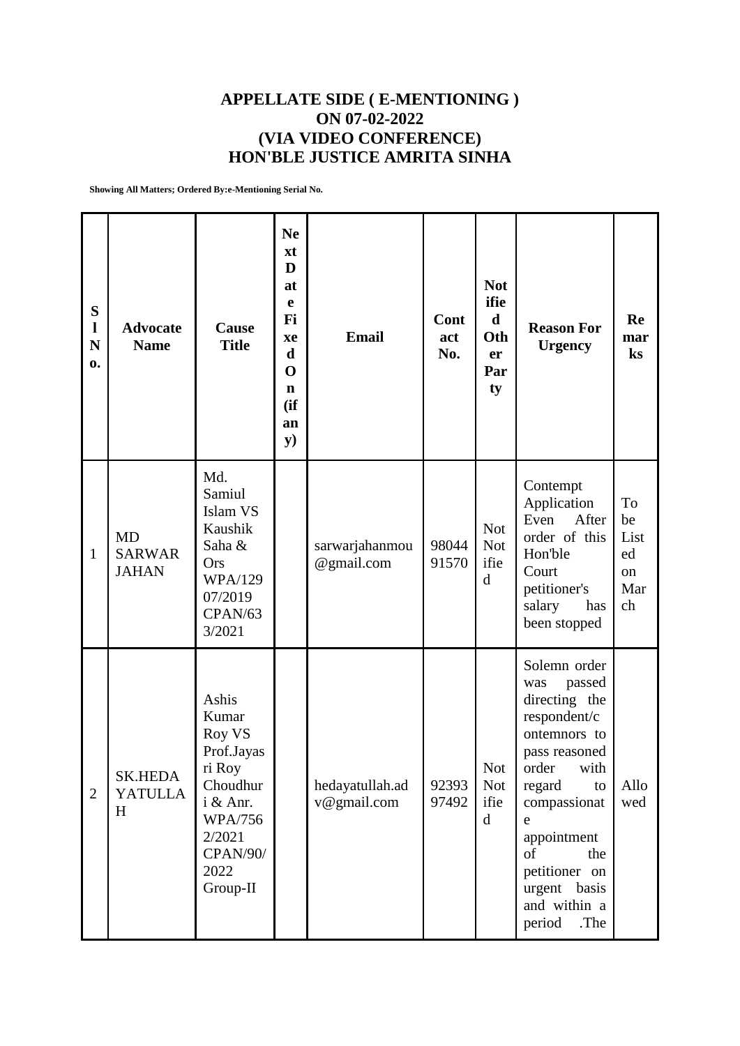# APPELLATE SIDE ( E-MENTIONING )
# ON 07-02-2022
# (VIA VIDEO CONFERENCE)
# HON'BLE JUSTICE AMRITA SINHA

**Showing All Matters; Ordered By:e-Mentioning Serial No.**

| Sl No. | Advocate Name | Cause Title | Next Date Fixed On (if any) | Email | Contact No. | Notified Other Party | Reason For Urgency | Remarks |
|---|---|---|---|---|---|---|---|---|
| 1 | MD SARWAR JAHAN | Md. Samiul Islam VS Kaushik Saha & Ors WPA/12907/2019 CPAN/633/2021 | | sarwarjahanmou@gmail.com | 9804491570 | Not Notified | Contempt Application Even After order of this Hon'ble Court petitioner's salary has been stopped | To be Listed on March |
| 2 | SK.HEDAYATULLAH | Ashis Kumar Roy VS Prof.Jayasri Roy Choudhuri & Anr. WPA/7562/2021 CPAN/90/2022 Group-II | | hedayatullah.adv@gmail.com | 9239397492 | Not Notified | Solemn order was passed directing the respondent/contemnors to pass reasoned order with regard to compassionate appointment of the petitioner on urgent basis and within a period .The | Allowed |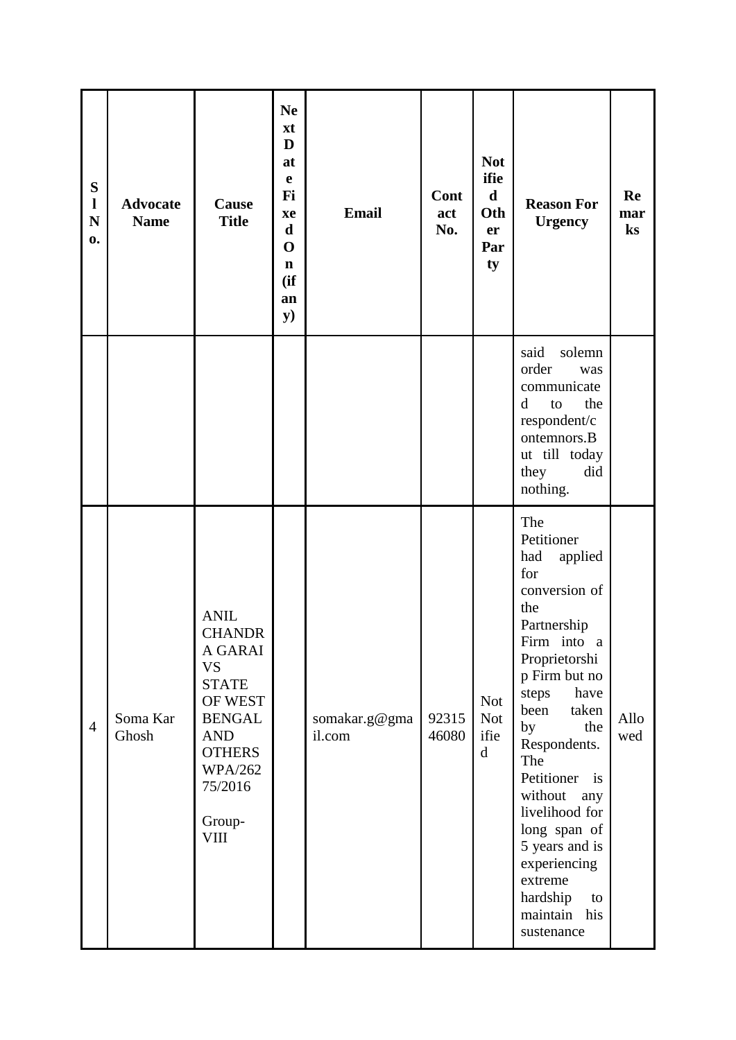| Sl No. | Advocate Name | Cause Title | Next Date Fixed On (if any) | Email | Contact No. | Notified Other Party | Reason For Urgency | Remarks |
|---|---|---|---|---|---|---|---|---|
| | | | | | | | said solemn order was communicated to the respondent/contemnors.But till today they did nothing. | |
| 4 | Soma Kar Ghosh | ANIL CHANDRA GARAI VS STATE OF WEST BENGAL AND OTHERS WPA/26275/2016 Group-VIII | | somakar.g@gmail.com | 9231546080 | Not Notified | The Petitioner had applied for conversion of the Partnership Firm into a Proprietorship Firm but no steps have been taken by the Respondents. The Petitioner is without any livelihood for long span of 5 years and is experiencing extreme hardship to maintain his sustenance | Allowed |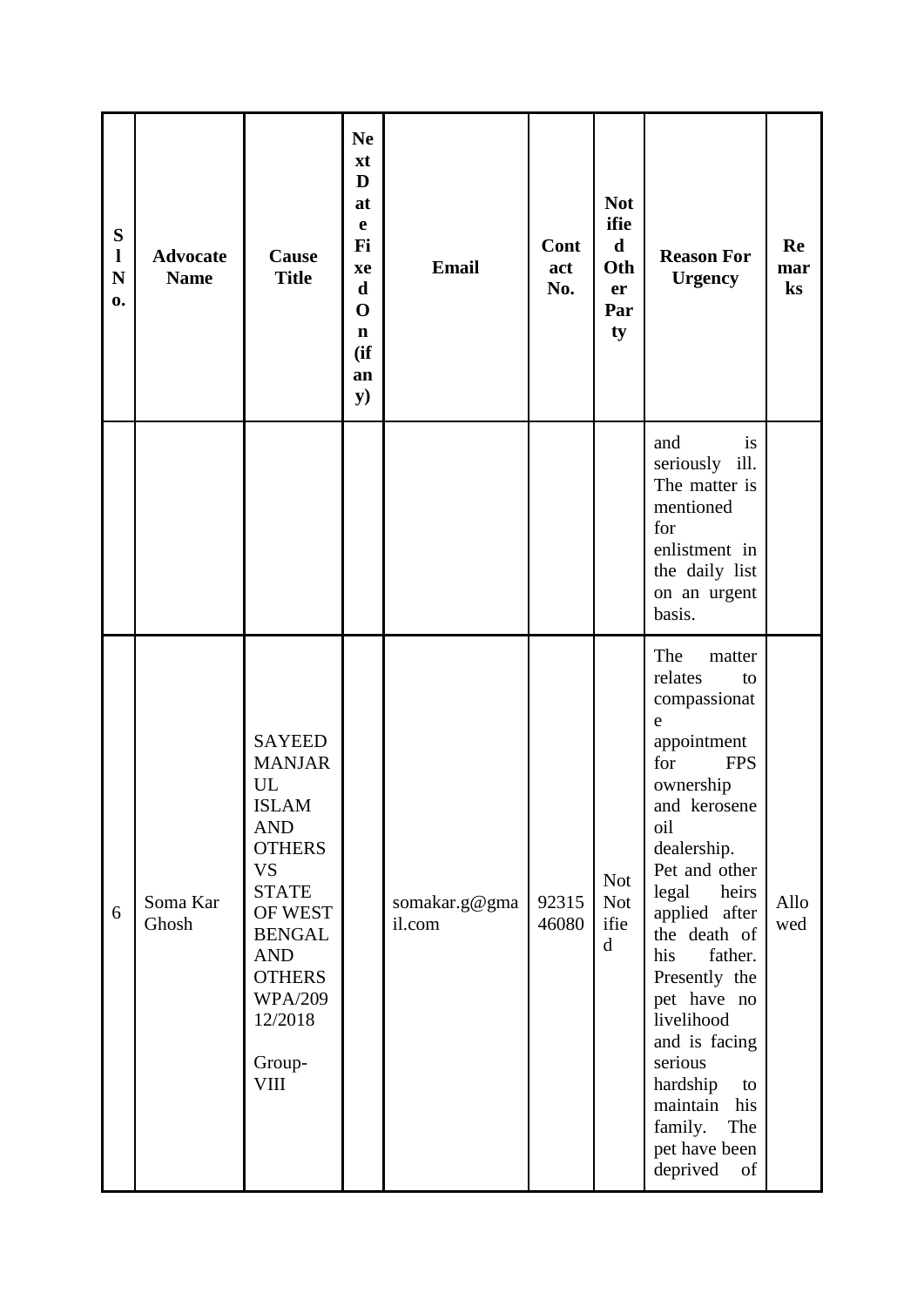| Sl No. | Advocate Name | Cause Title | Next Date Fixed On (if any) | Email | Contact No. | Notified Other Party | Reason For Urgency | Remarks |
|---|---|---|---|---|---|---|---|---|
| | | | | | | | and is seriously ill. The matter is mentioned for enlistment in the daily list on an urgent basis. | |
| 6 | Soma Kar Ghosh | SAYEED MANJAR UL ISLAM AND OTHERS VS STATE OF WEST BENGAL AND OTHERS WPA/20912/2018 Group-VIII | | somakar.g@gmail.com | 9231546080 | Not Notified | The matter relates to compassionate appointment for FPS ownership and kerosene oil dealership. Pet and other legal heirs applied after the death of his father. Presently the pet have no livelihood and is facing serious hardship to maintain his family. The pet have been deprived of | Allowed |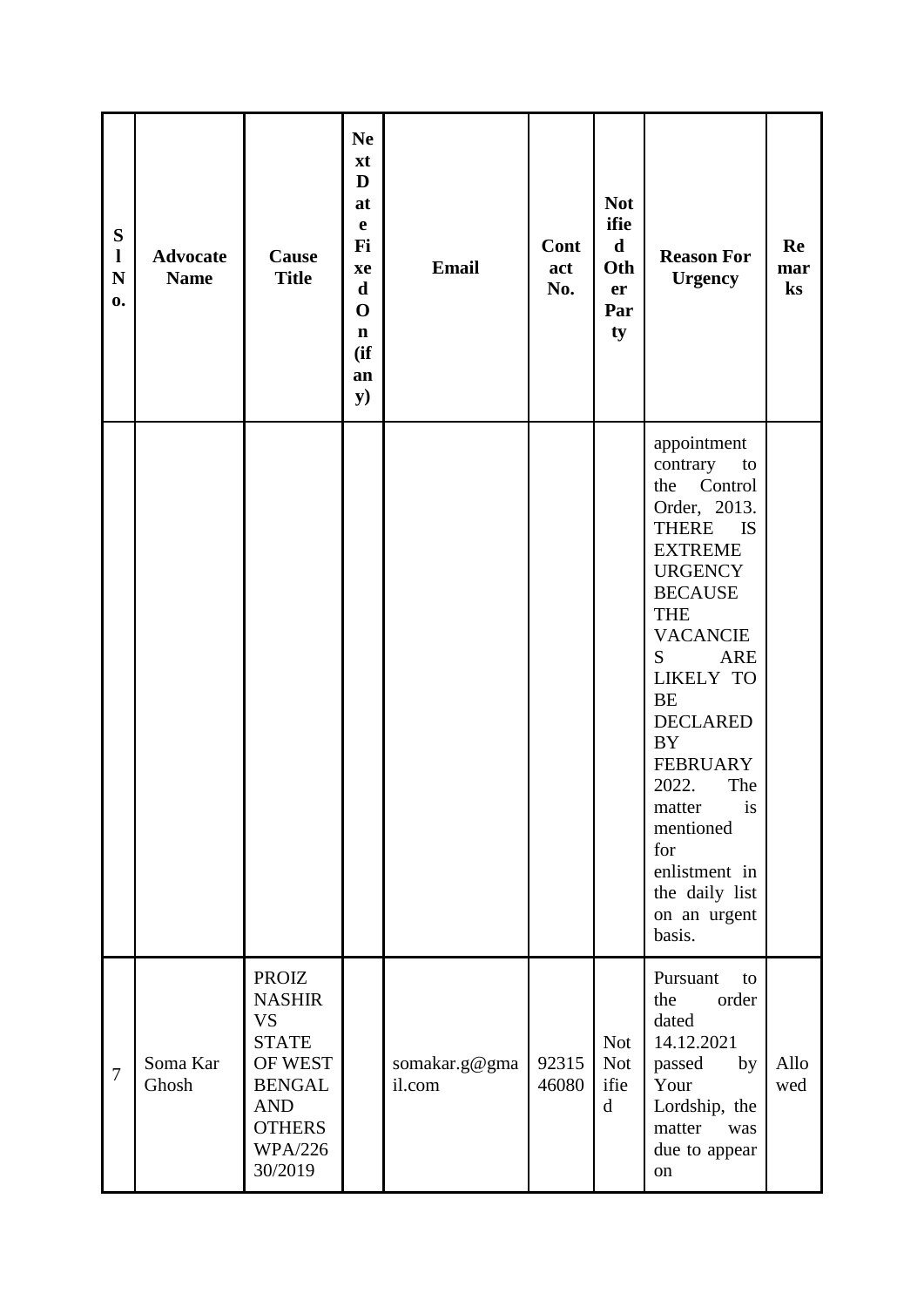| Sl No. | Advocate Name | Cause Title | Next Date Fixed On (if any) | Email | Contact No. | Notified Other Party | Reason For Urgency | Remarks |
|---|---|---|---|---|---|---|---|---|
| | | | | | | | appointment contrary to the Control Order, 2013. THERE IS EXTREME URGENCY BECAUSE THE VACANCIES ARE LIKELY TO BE DECLARED BY FEBRUARY 2022. The matter is mentioned for enlistment in the daily list on an urgent basis. | |
| 7 | Soma Kar Ghosh | PROIZ NASHIR VS STATE OF WEST BENGAL AND OTHERS WPA/22630/2019 | | somakar.g@gmail.com | 9231546080 | Not Notified | Pursuant to the order dated 14.12.2021 passed by Your Lordship, the matter was due to appear on | Allowed |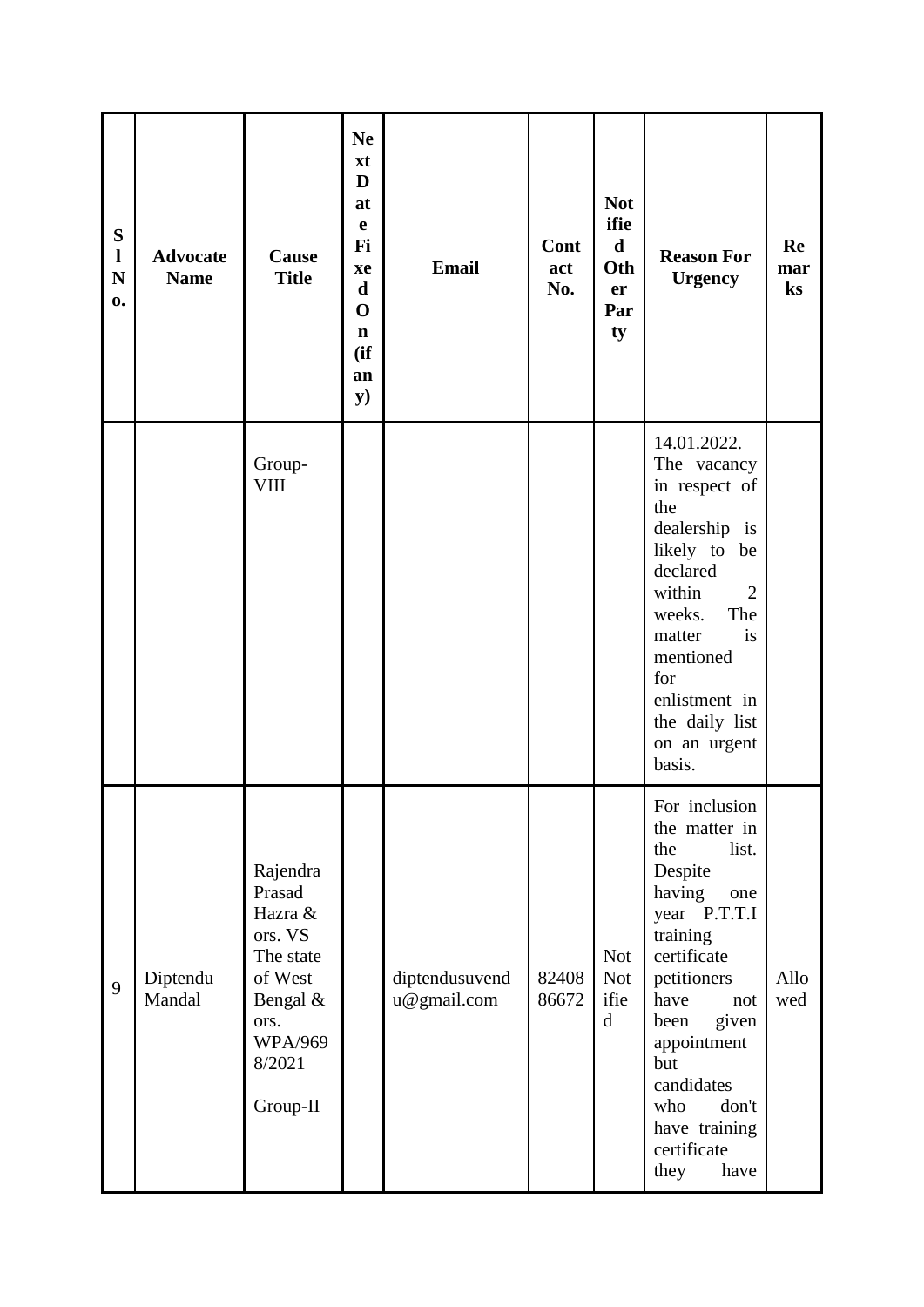| Sl No. | Advocate Name | Cause Title | Next Date Fixed On (if any) | Email | Contact No. | Notified Other Party | Reason For Urgency | Remarks |
|---|---|---|---|---|---|---|---|---|
| | | Group-VIII | | | | | 14.01.2022. The vacancy in respect of the dealership is likely to be declared within 2 weeks. The matter is mentioned for enlistment in the daily list on an urgent basis. | |
| 9 | Diptendu Mandal | Rajendra Prasad Hazra & ors. VS The state of West Bengal & ors. WPA/9698/2021 Group-II | | diptendusuvendu@gmail.com | 8240886672 | Not Notified | For inclusion the matter in the list. Despite having one year P.T.T.I training certificate petitioners have not been given appointment but candidates who don't have training certificate they have | Allowed |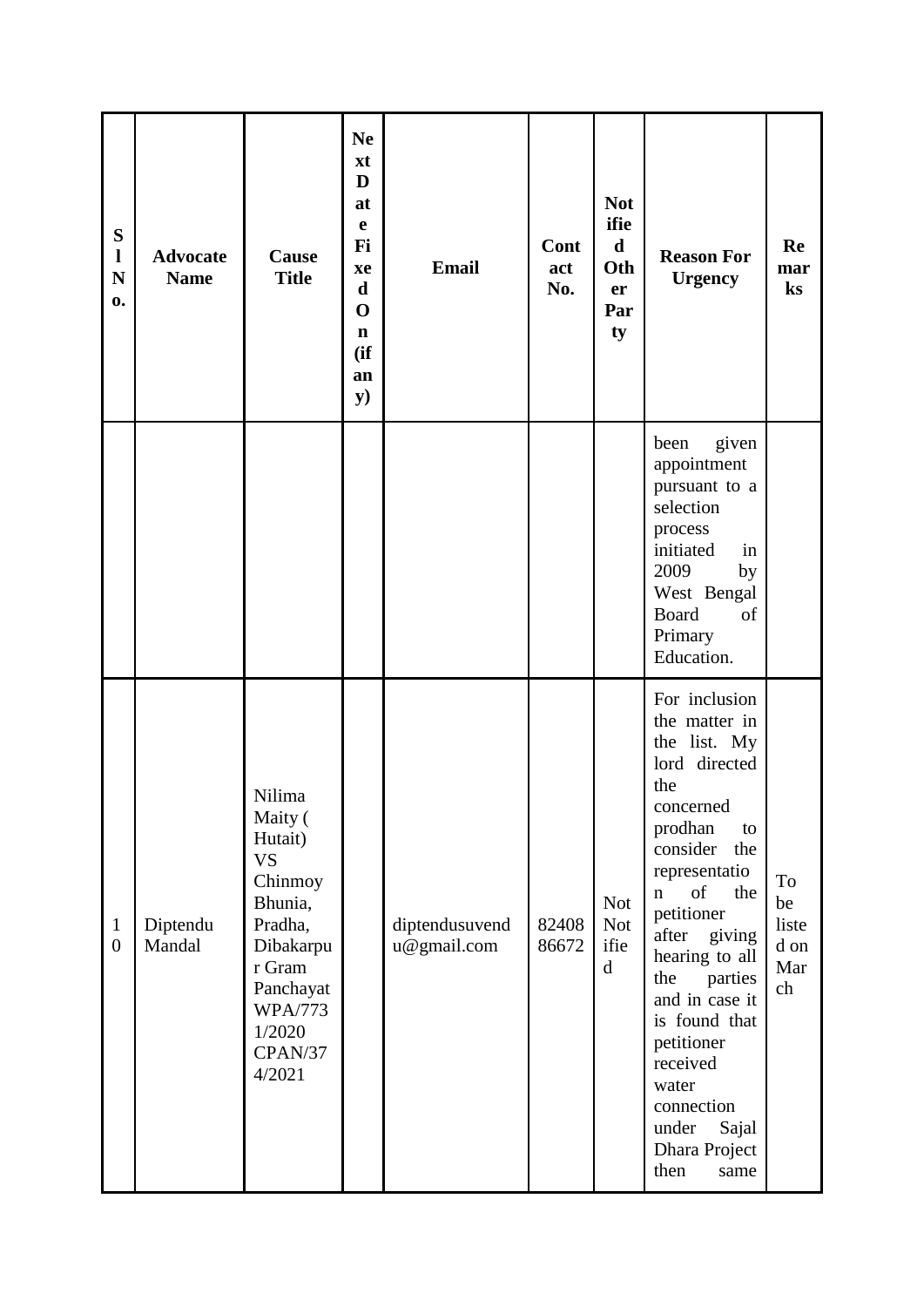| Sl No. | Advocate Name | Cause Title | Next Date Fixed On (if any) | Email | Contact No. | Notified Other Party | Reason For Urgency | Remarks |
|---|---|---|---|---|---|---|---|---|
| | | | | | | | been given appointment pursuant to a selection process initiated in 2009 by West Bengal Board of Primary Education. | |
| 10 | Diptendu Mandal | Nilima Maity ( Hutait) VS Chinmoy Bhunia, Pradha, Dibakarpur Gram Panchayat WPA/7731/2020 CPAN/374/2021 | | diptendusuvendu@gmail.com | 8240886672 | Not Notified | For inclusion the matter in the list. My lord directed the concerned prodhan to consider the representation of the petitioner after giving hearing to all the parties and in case it is found that petitioner received water connection under Sajal Dhara Project then same | To be listed on March |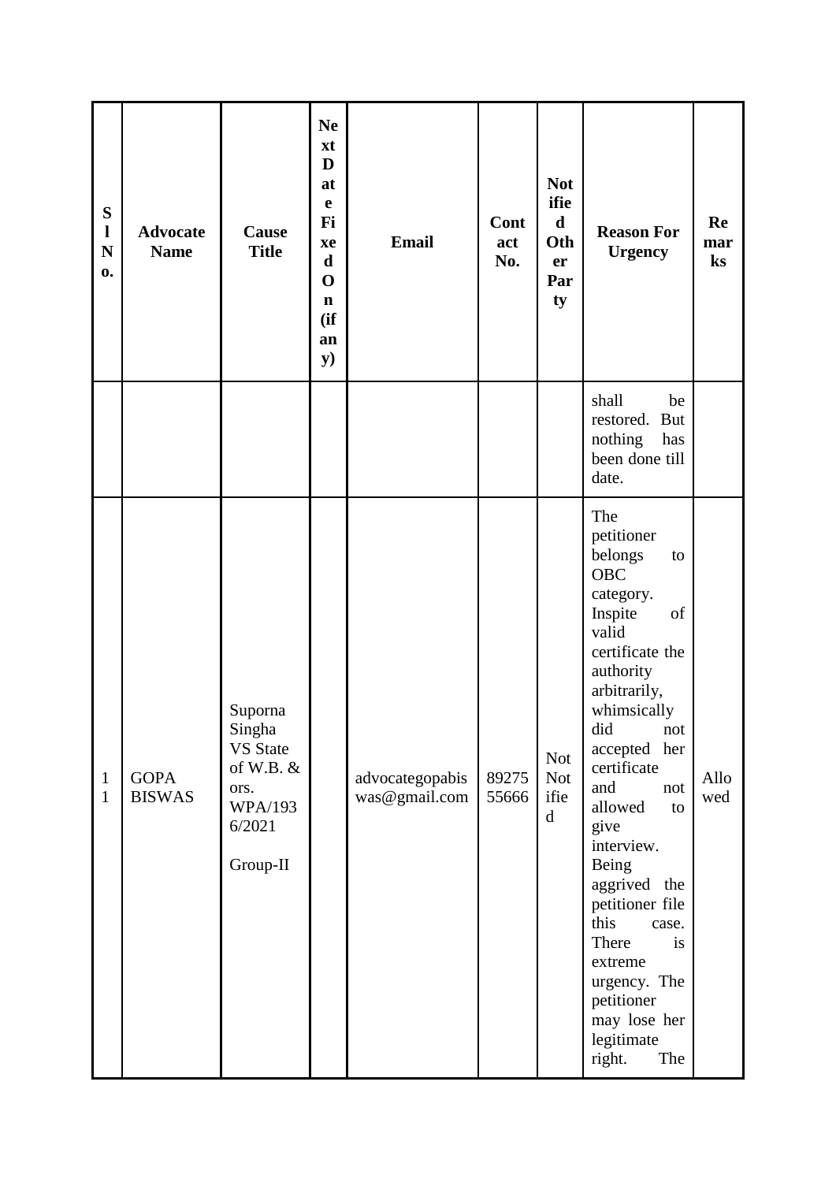| Sl No. | Advocate Name | Cause Title | Next Date Fixed On (if any) | Email | Contact No. | Notified Other Party | Reason For Urgency | Remarks |
|---|---|---|---|---|---|---|---|---|
| | | | | | | | shall be restored. But nothing has been done till date. | |
| 11 | GOPA BISWAS | Suporna Singha VS State of W.B. & ors. WPA/1936/2021 Group-II | | advocategopabiswas@gmail.com | 8927555666 | Not Notified | The petitioner belongs to OBC category. Inspite of valid certificate the authority arbitrarily, whimsically did not accepted her certificate and not allowed to give interview. Being aggrived the petitioner file this case. There is extreme urgency. The petitioner may lose her legitimate right. The | Allowed |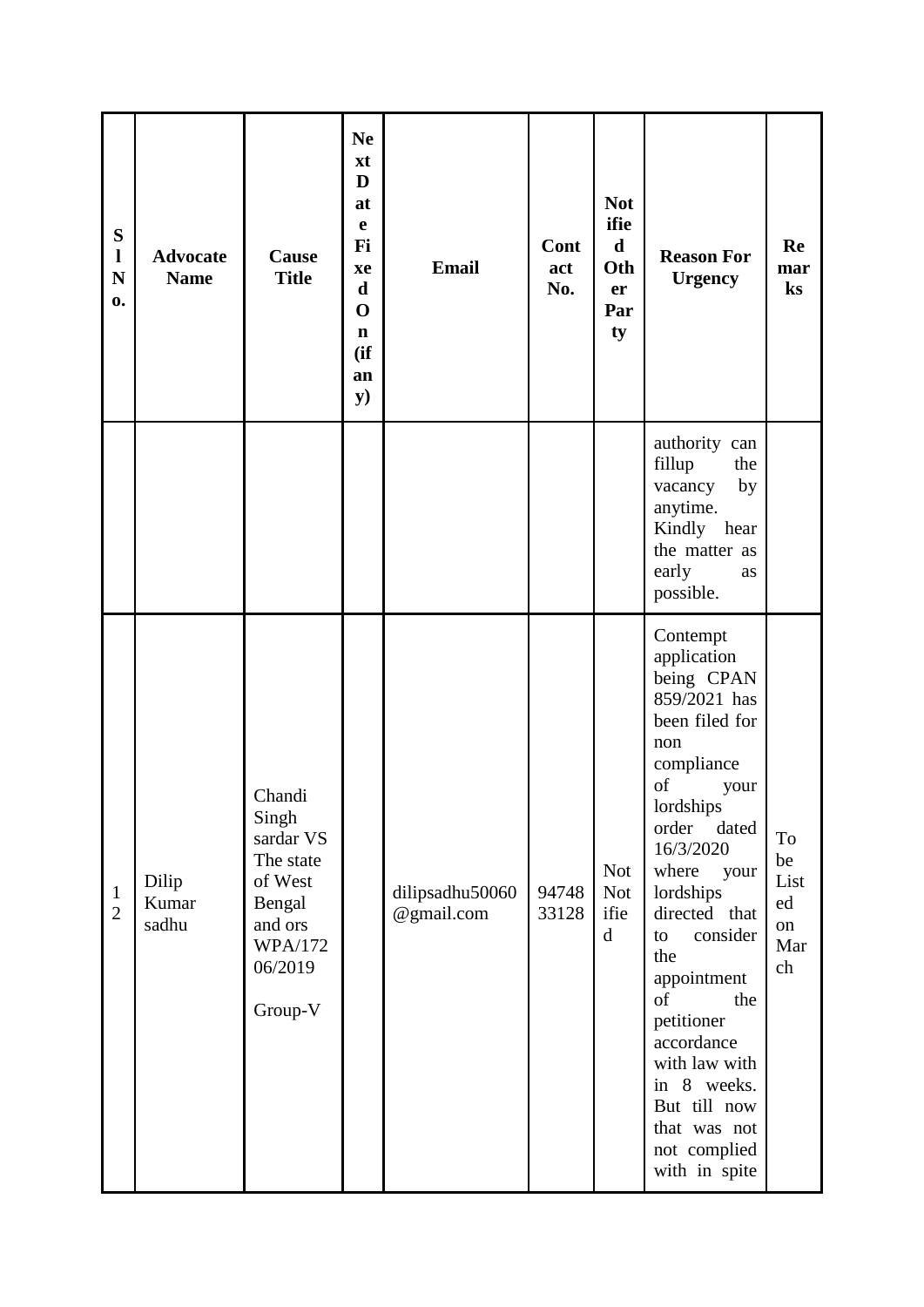| Sl No. | Advocate Name | Cause Title | Next Date Fixed On (if any) | Email | Contact No. | Notified Other Party | Reason For Urgency | Remarks |
|---|---|---|---|---|---|---|---|---|
| | | | | | | | authority can fillup the vacancy by anytime. Kindly hear the matter as early as possible. | |
| 12 | Dilip Kumar sadhu | Chandi Singh sardar VS The state of West Bengal and ors WPA/17206/2019 Group-V | | dilipsadhu50060@gmail.com | 9474833128 | Not Notified | Contempt application being CPAN 859/2021 has been filed for non compliance of your lordships order dated 16/3/2020 where your lordships directed that to consider the appointment of the petitioner accordance with law with in 8 weeks. But till now that was not not complied with in spite | To be Listed on March |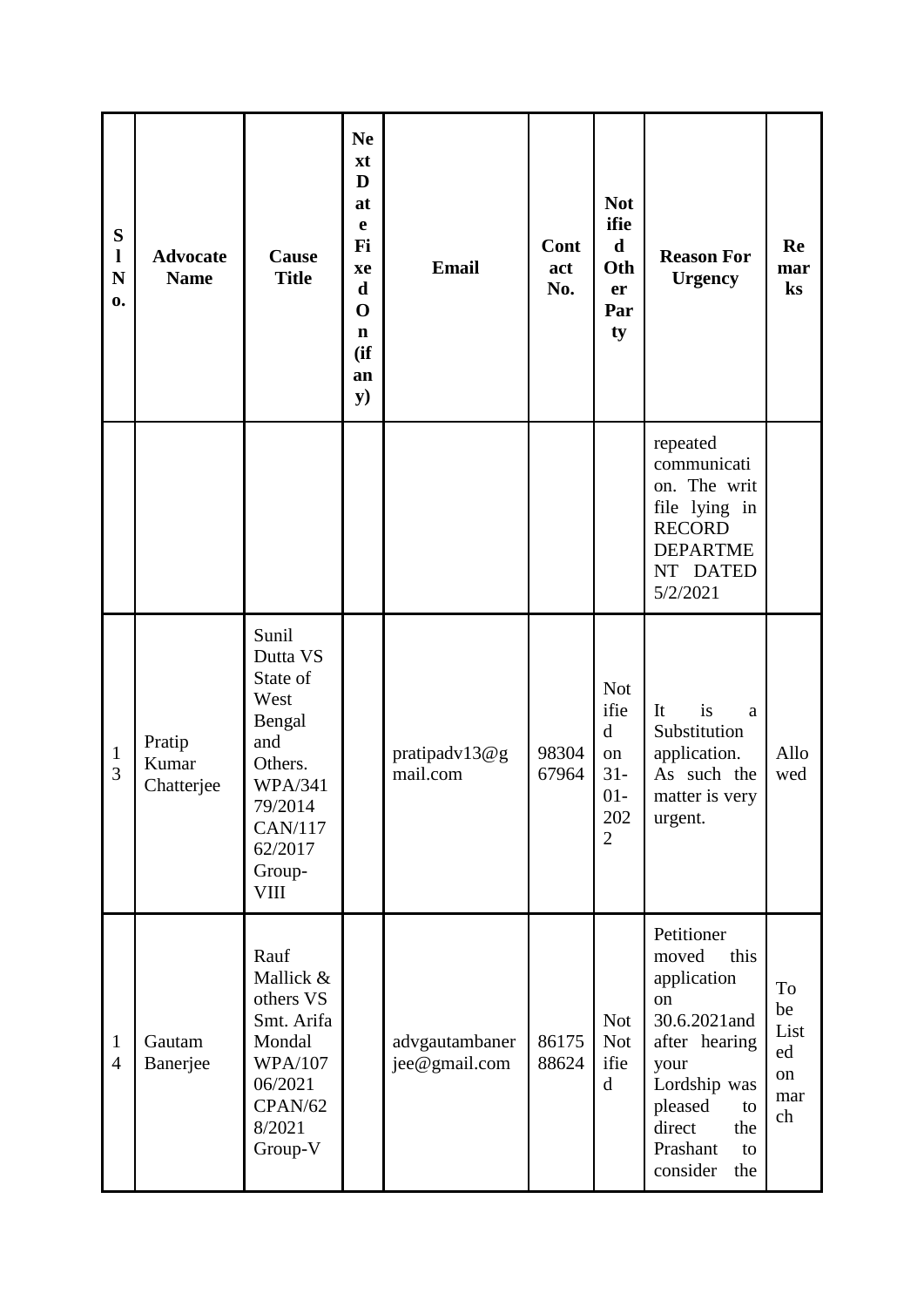| Sl No. | Advocate Name | Cause Title | Next Date Fixed On (if any) | Email | Contact No. | Notified Other Party | Reason For Urgency | Remarks |
|---|---|---|---|---|---|---|---|---|
| | | | | | | | repeated communication. The writ file lying in RECORD DEPARTMENT DATED 5/2/2021 | |
| 13 | Pratip Kumar Chatterjee | Sunil Dutta VS State of West Bengal and Others. WPA/34179/2014 CAN/11762/2017 Group-VIII | | pratipadv13@gmail.com | 9830467964 | Notified on 31-01-2022 | It is a Substitution application. As such the matter is very urgent. | Allowed |
| 14 | Gautam Banerjee | Rauf Mallick & others VS Smt. Arifa Mondal WPA/10706/2021 CPAN/628/2021 Group-V | | advgautambanerjee@gmail.com | 8617588624 | Not Notified | Petitioner moved this application on 30.6.2021and after hearing your Lordship was pleased to direct the Prashant to consider the | To be Listed on march |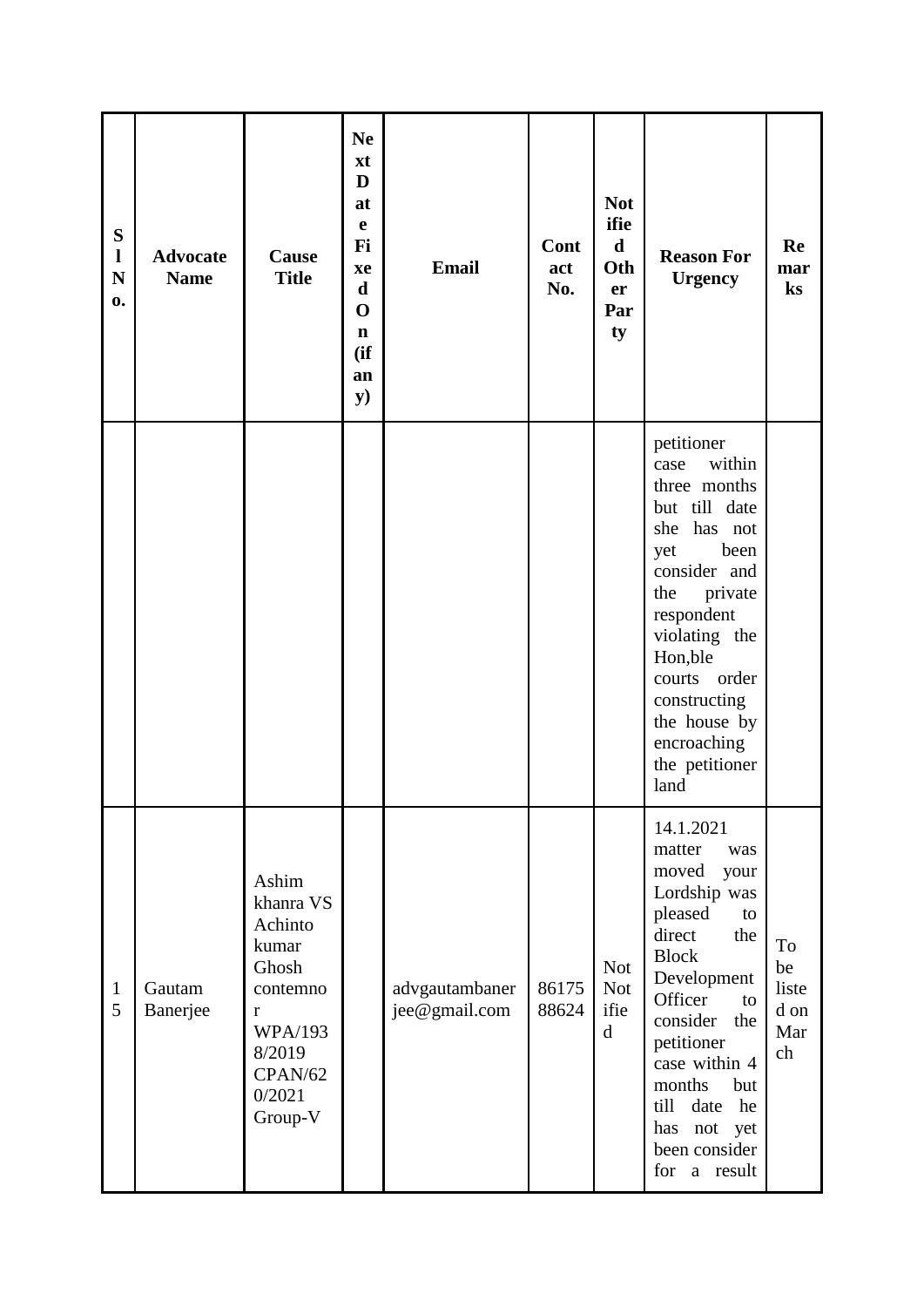| Sl No. | Advocate Name | Cause Title | Next Date Fixed On (if any) | Email | Contact No. | Notified Other Party | Reason For Urgency | Remarks |
|---|---|---|---|---|---|---|---|---|
| | | | | | | | petitioner case within three months but till date she has not yet been consider and the private respondent violating the Hon,ble courts order constructing the house by encroaching the petitioner land | |
| 15 | Gautam Banerjee | Ashim khanra VS Achinto kumar Ghosh contemnor WPA/1938/2019 CPAN/620/2021 Group-V | | advgautambanerjee@gmail.com | 8617588624 | Not Notified | 14.1.2021 matter was moved your Lordship was pleased to direct the Block Development Officer to consider the petitioner case within 4 months but till date he has not yet been consider for a result | To be listed on March |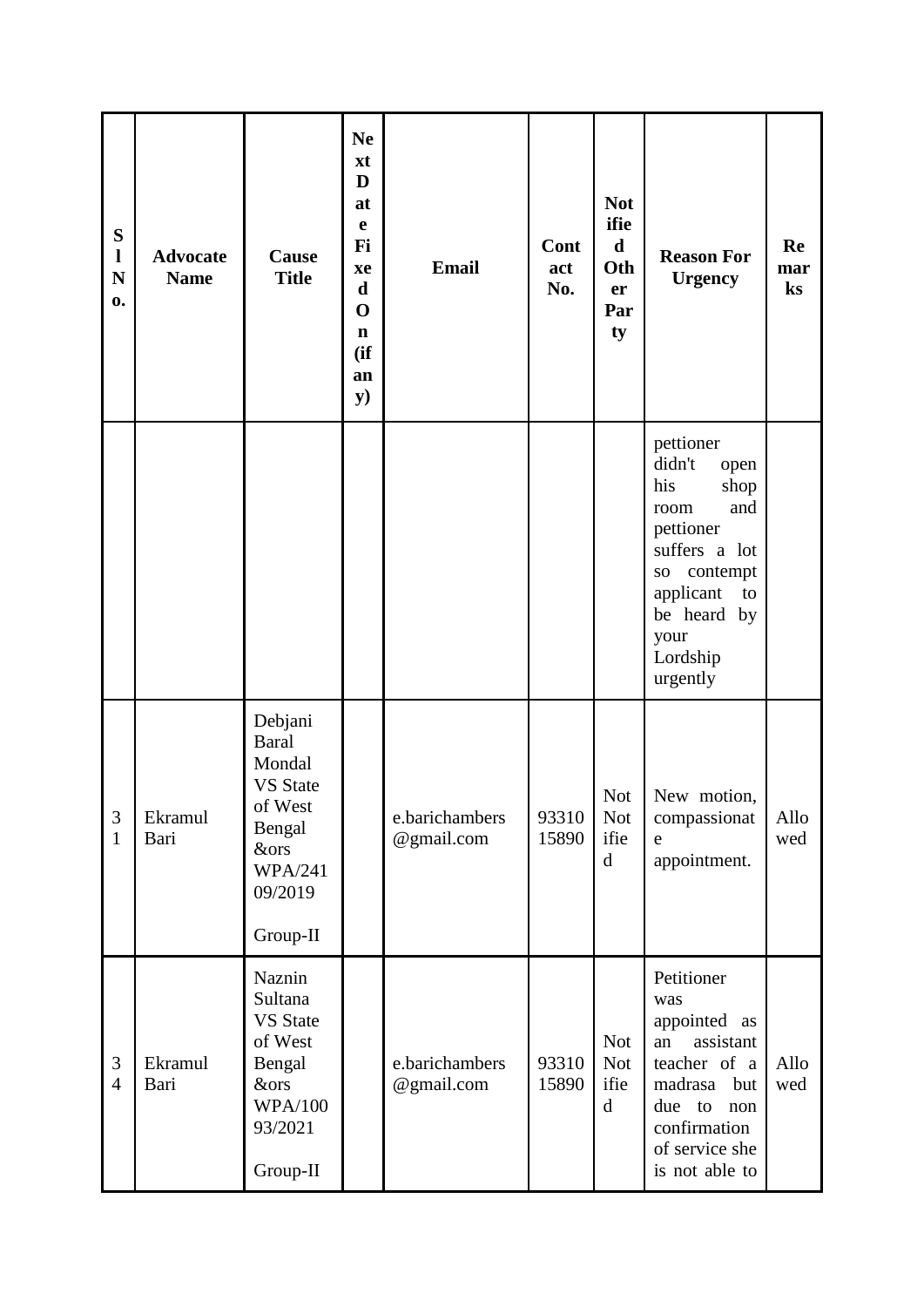| Sl No. | Advocate Name | Cause Title | Next Date Fixed On (if any) | Email | Contact No. | Notified Other Party | Reason For Urgency | Remarks |
|---|---|---|---|---|---|---|---|---|
| | | | | | | | pettioner didn't open his shop room and pettioner suffers a lot so contempt applicant to be heard by your Lordship urgently | |
| 31 | Ekramul Bari | Debjani Baral Mondal VS State of West Bengal &ors WPA/24109/2019 Group-II | | e.barichambers@gmail.com | 9331015890 | Not Notified | New motion, compassionate appointment. | Allowed |
| 34 | Ekramul Bari | Naznin Sultana VS State of West Bengal &ors WPA/10093/2021 Group-II | | e.barichambers@gmail.com | 9331015890 | Not Notified | Petitioner was appointed as an assistant teacher of a madrasa but due to non confirmation of service she is not able to | Allowed |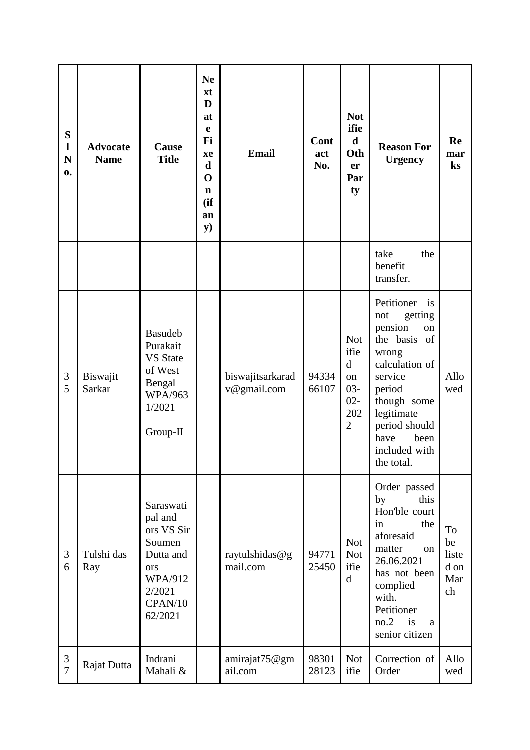| Sl No. | Advocate Name | Cause Title | Next Date Fixed On (if any) | Email | Contact No. | Notified Other Party | Reason For Urgency | Remarks |
|---|---|---|---|---|---|---|---|---|
| | | | | | | | take the benefit transfer. | |
| 35 | Biswajit Sarkar | Basudeb Purakait VS State of West Bengal WPA/9631/2021 Group-II | | biswajitsarkaradv@gmail.com | 9433466107 | Notified on 03-02-2022 | Petitioner is not getting pension on the basis of wrong calculation of service period though some legitimate period should have been included with the total. | Allowed |
| 36 | Tulshi das Ray | Saraswati pal and ors VS Sir Soumen Dutta and ors WPA/9122/2021 CPAN/1062/2021 | | raytulshidas@gmail.com | 9477125450 | Not Notified | Order passed by this Hon'ble court in the aforesaid matter on 26.06.2021 has not been complied with. Petitioner no.2 is a senior citizen | To be listed on March |
| 37 | Rajat Dutta | Indrani Mahali & | | amirajat75@gmail.com | 9830128123 | Notifie | Correction of Order | Allowed |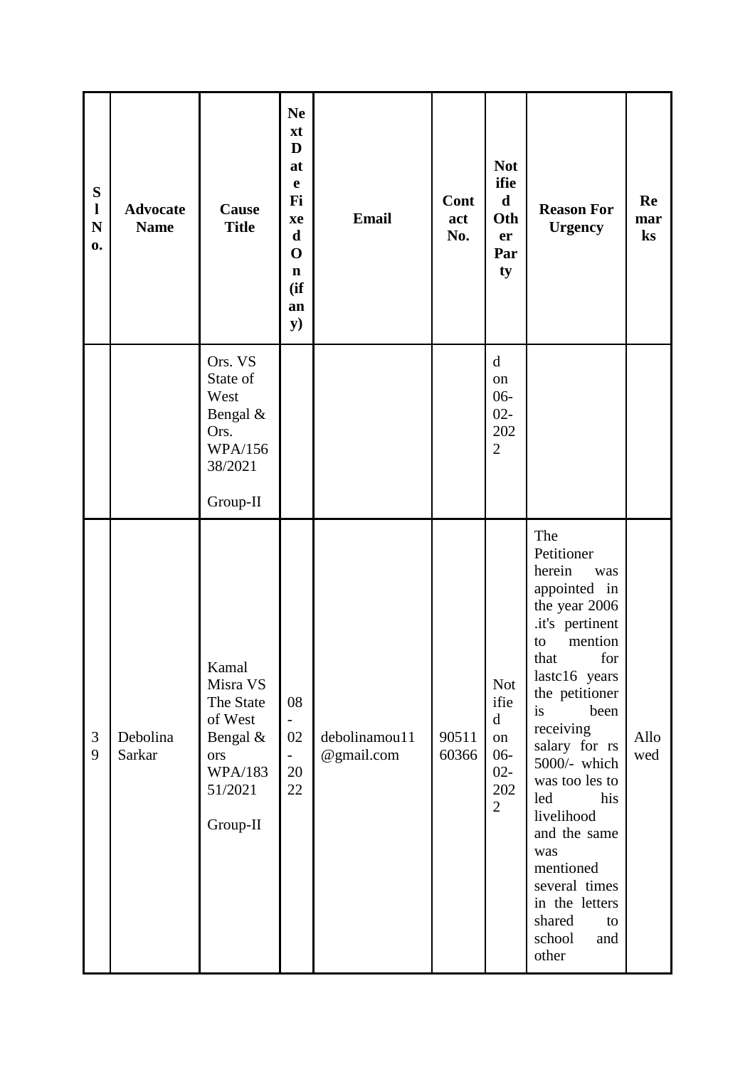| Sl No. | Advocate Name | Cause Title | Next Date Fixed On (if any) | Email | Contact No. | Notified Other Party | Reason For Urgency | Remarks |
|---|---|---|---|---|---|---|---|---|
| | | Ors. VS State of West Bengal & Ors. WPA/15638/2021 Group-II | | | | d on 06-02-2022 | | |
| 39 | Debolina Sarkar | Kamal Misra VS The State of West Bengal & ors WPA/18351/2021 Group-II | 08-02-2022 | debolinamou11@gmail.com | 9051160366 | Notified on 06-02-2022 | The Petitioner herein was appointed in the year 2006 .it's pertinent to mention that for lastc16 years the petitioner is been receiving salary for rs 5000/- which was too les to led his livelihood and the same was mentioned several times in the letters shared to school and other | Allowed |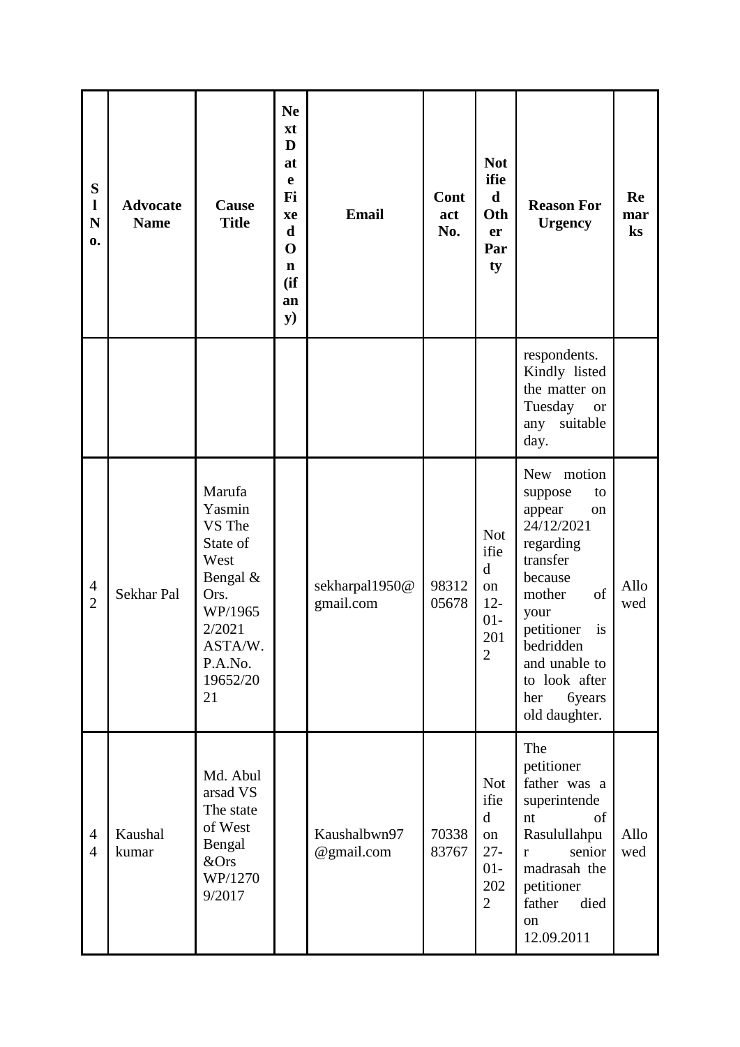| Sl No. | Advocate Name | Cause Title | Next Date Fixed On (if any) | Email | Contact No. | Notified Other Party | Reason For Urgency | Remarks |
|---|---|---|---|---|---|---|---|---|
| | | | | | | | respondents. Kindly listed the matter on Tuesday or any suitable day. | |
| 42 | Sekhar Pal | Marufa Yasmin VS The State of West Bengal & Ors. WP/19652/2021 ASTA/W.P.A.No. 19652/2021 | | sekharpal1950@gmail.com | 9831205678 | Notified on 12-01-2012 | New motion suppose to appear on 24/12/2021 regarding transfer because mother of your petitioner is bedridden and unable to to look after her 6years old daughter. | Allowed |
| 44 | Kaushal kumar | Md. Abul arsad VS The state of West Bengal &Ors WP/12709/2017 | | Kaushalbwn97@gmail.com | 7033883767 | Notified on 27-01-2022 | The petitioner father was a superintendent of Rasulullahpur senior madrasah the petitioner father died on 12.09.2011 | Allowed |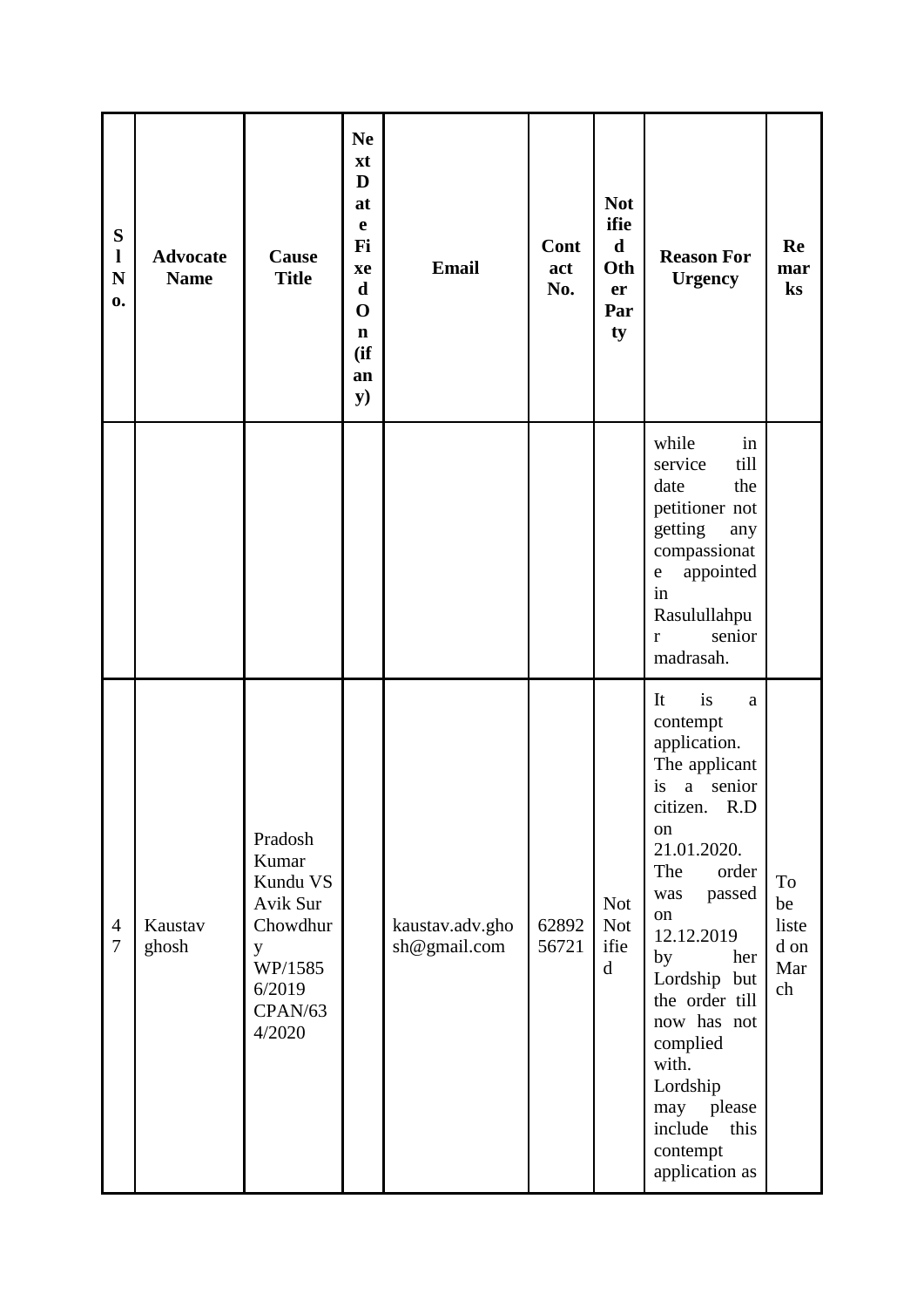| Sl No. | Advocate Name | Cause Title | Next Date Fixed On (if any) | Email | Contact No. | Notified Other Party | Reason For Urgency | Remarks |
|---|---|---|---|---|---|---|---|---|
| | | | | | | | while in service till date the petitioner not getting any compassionate appointed in Rasulullahpur senior madrasah. | |
| 47 | Kaustav ghosh | Pradosh Kumar Kundu VS Avik Sur Chowdhury WP/15856/2019 CPAN/634/2020 | | kaustav.adv.ghosh@gmail.com | 6289256721 | Not Notified | It is a contempt application. The applicant is a senior citizen. R.D on 21.01.2020. The order was passed on 12.12.2019 by her Lordship but the order till now has not complied with. Lordship may please include this contempt application as | To be listed on March |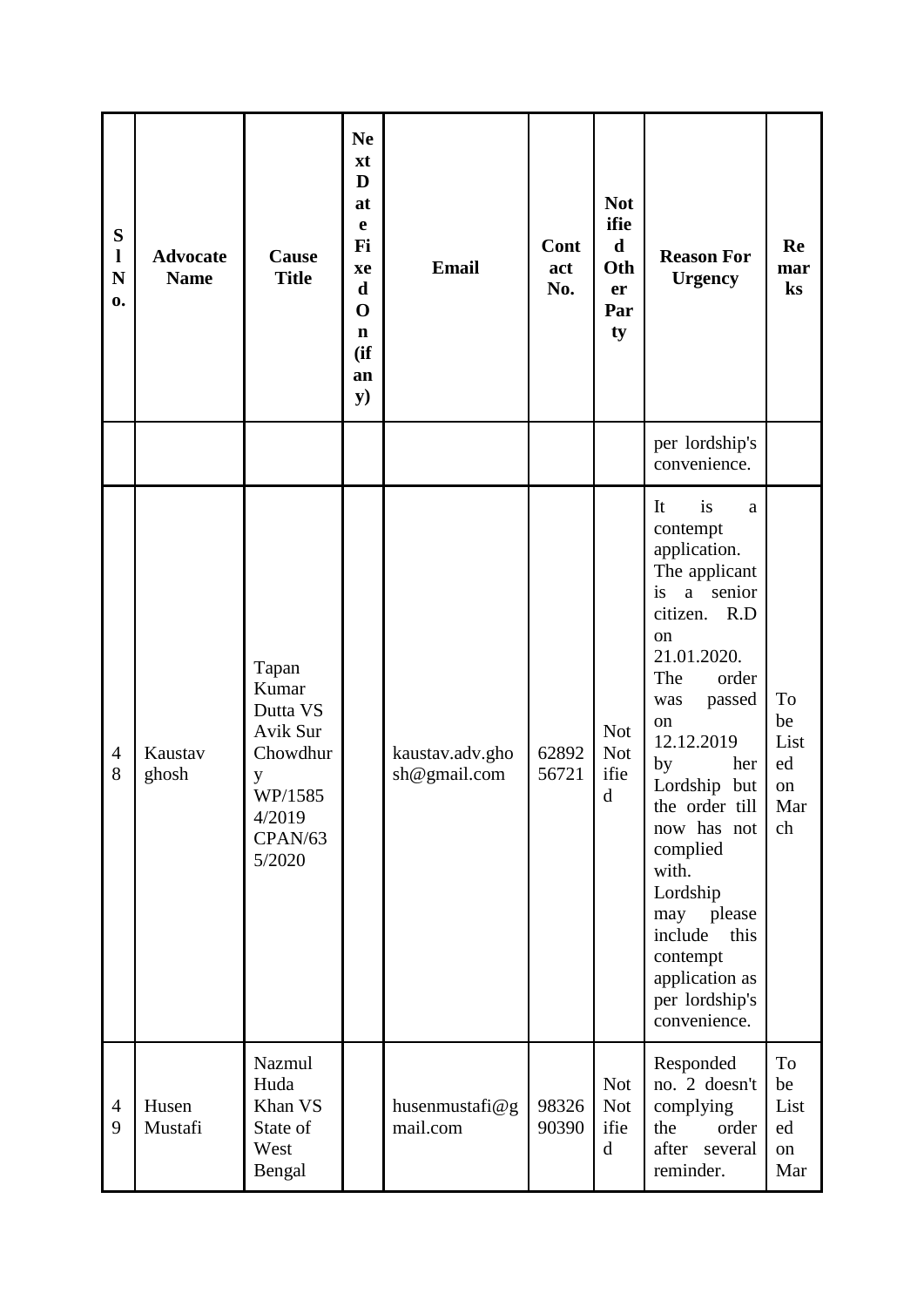| Sl No. | Advocate Name | Cause Title | Next Date Fixed On (if any) | Email | Contact No. | Notified Other Party | Reason For Urgency | Remarks |
|---|---|---|---|---|---|---|---|---|
| | | | | | | | per lordship's convenience. | |
| 48 | Kaustav ghosh | Tapan Kumar Dutta VS Avik Sur Chowdhury WP/15854/2019 CPAN/635/2020 | | kaustav.adv.ghosh@gmail.com | 6289256721 | Not Notified | It is a contempt application. The applicant is a senior citizen. R.D on 21.01.2020. The order was passed on 12.12.2019 by her Lordship but the order till now has not complied with. Lordship may please include this contempt application as per lordship's convenience. | To be Listed on March |
| 49 | Husen Mustafi | Nazmul Huda Khan VS State of West Bengal | | husenmustafi@gmail.com | 9832690390 | Not Notified | Responded no. 2 doesn't complying the order after several reminder. | To be Listed on Mar |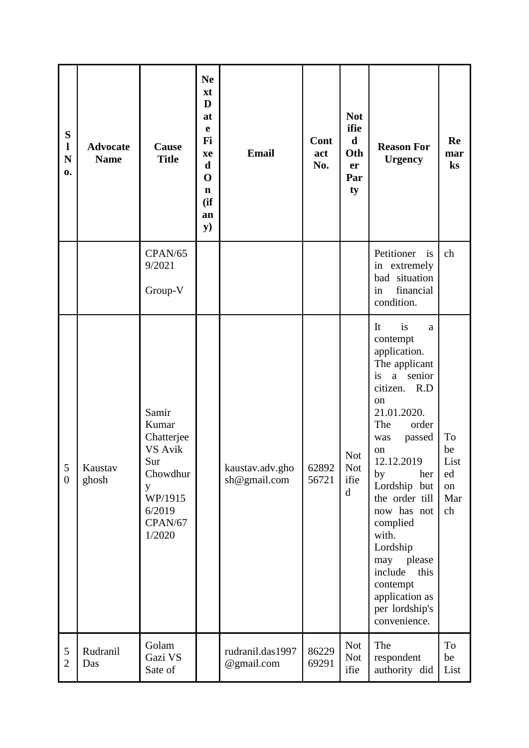| Sl No. | Advocate Name | Cause Title | Next Date Fixed On (if any) | Email | Contact No. | Notified Other Party | Reason For Urgency | Remarks |
|---|---|---|---|---|---|---|---|---|
| | | CPAN/659/2021 Group-V | | | | | Petitioner is in extremely bad situation in financial condition. | ch |
| 50 | Kaustav ghosh | Samir Kumar Chatterjee VS Avik Sur Chowdhury WP/19156/2019 CPAN/671/2020 | | kaustav.adv.ghosh@gmail.com | 6289256721 | Not Notified | It is a contempt application. The applicant is a senior citizen. R.D on 21.01.2020. The order was passed on 12.12.2019 by her Lordship but the order till now has not complied with. Lordship may please include this contempt application as per lordship's convenience. | To be Listed on March |
| 52 | Rudranil Das | Golam Gazi VS Sate of | | rudranil.das1997@gmail.com | 8622969291 | Not Notifie | The respondent authority did | To be List |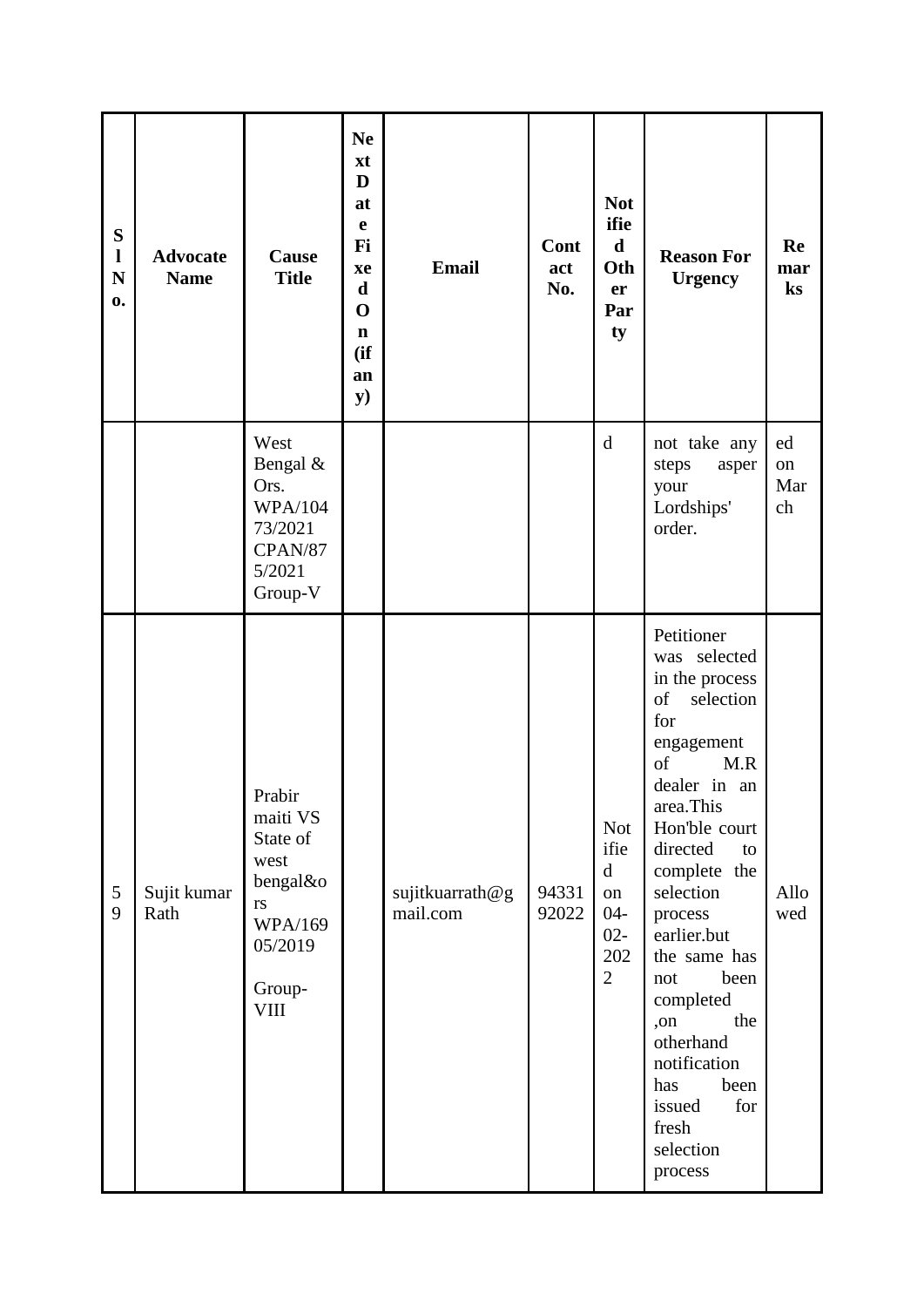| Sl No. | Advocate Name | Cause Title | Next Date Fixed On (if any) | Email | Contact No. | Notified Other Party | Reason For Urgency | Remarks |
|---|---|---|---|---|---|---|---|---|
| | | West Bengal & Ors. WPA/10473/2021 CPAN/875/2021 Group-V | | | | d | not take any steps asper your Lordships' order. | ed on March |
| 59 | Sujit kumar Rath | Prabir maiti VS State of west bengal&ors WPA/16905/2019 Group-VIII | | sujitkuarrath@gmail.com | 9433192022 | Notified on 04-02-2022 | Petitioner was selected in the process of selection for engagement of M.R dealer in an area.This Hon'ble court directed to complete the selection process earlier.but the same has not been completed ,on the otherhand notification has been issued for fresh selection process | Allowed |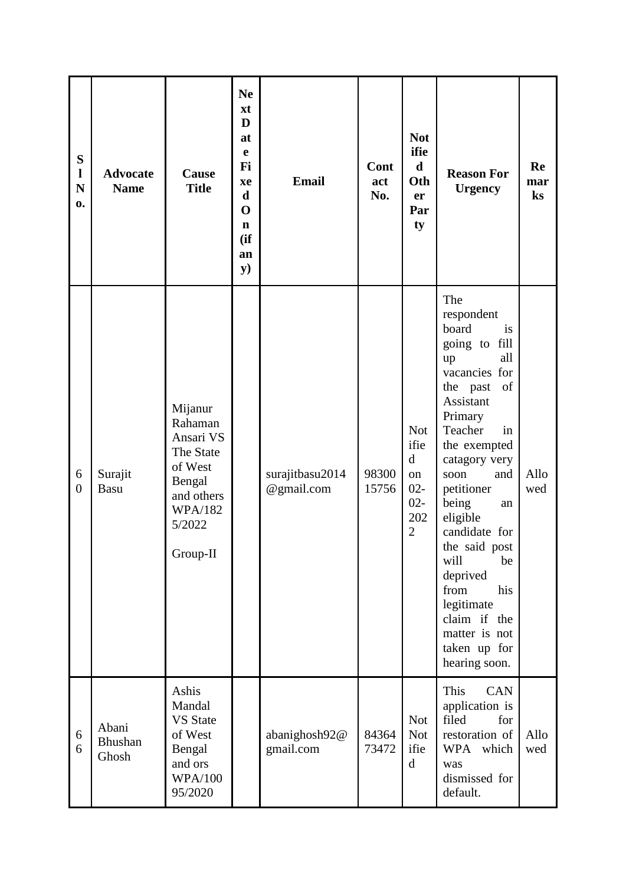| Sl No. | Advocate Name | Cause Title | Next Date Fixed On (if any) | Email | Contact No. | Notified Other Party | Reason For Urgency | Remarks |
|---|---|---|---|---|---|---|---|---|
| 60 | Surajit Basu | Mijanur Rahaman Ansari VS The State of West Bengal and others WPA/1825/2022 Group-II | | surajitbasu2014@gmail.com | 9830015756 | Notified on 02-02-2022 | The respondent board is going to fill up all vacancies for the past of Assistant Primary Teacher in the exempted catagory very soon and petitioner being an eligible candidate for the said post will be deprived from his legitimate claim if the matter is not taken up for hearing soon. | Allowed |
| 66 | Abani Bhushan Ghosh | Ashis Mandal VS State of West Bengal and ors WPA/10095/2020 | | abanighosh92@gmail.com | 8436473472 | Not Notified | This CAN application is filed for restoration of WPA which was dismissed for default. | Allowed |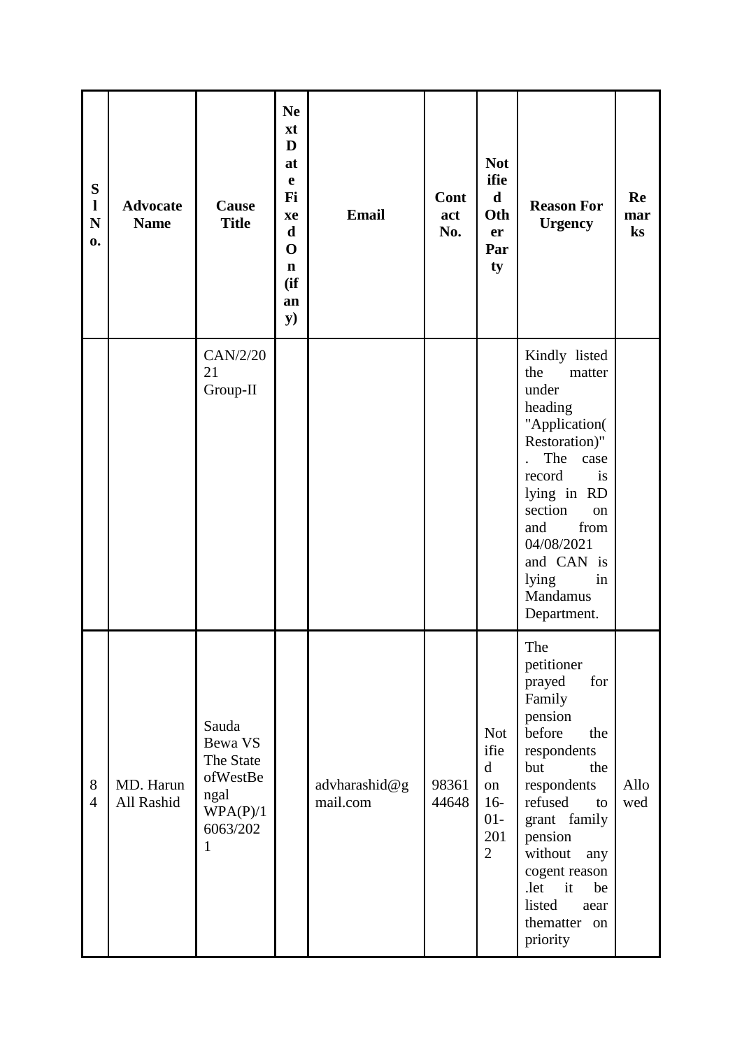| Sl No. | Advocate Name | Cause Title | Next Date Fixed On (if any) | Email | Contact No. | Notified Other Party | Reason For Urgency | Remarks |
|---|---|---|---|---|---|---|---|---|
| | | CAN/2/2021 Group-II | | | | | Kindly listed the matter under heading "Application( Restoration)". The case record is lying in RD section on and from 04/08/2021 and CAN is lying in Mandamus Department. | |
| 84 | MD. Harun All Rashid | Sauda Bewa VS The State ofWestBengal WPA(P)/16063/2021 | | advharashid@gmail.com | 9836144648 | Notified on 16-01-2012 | The petitioner prayed for Family pension before the respondents but the respondents refused to grant family pension without any cogent reason .let it be listed aear thematter on priority | Allowed |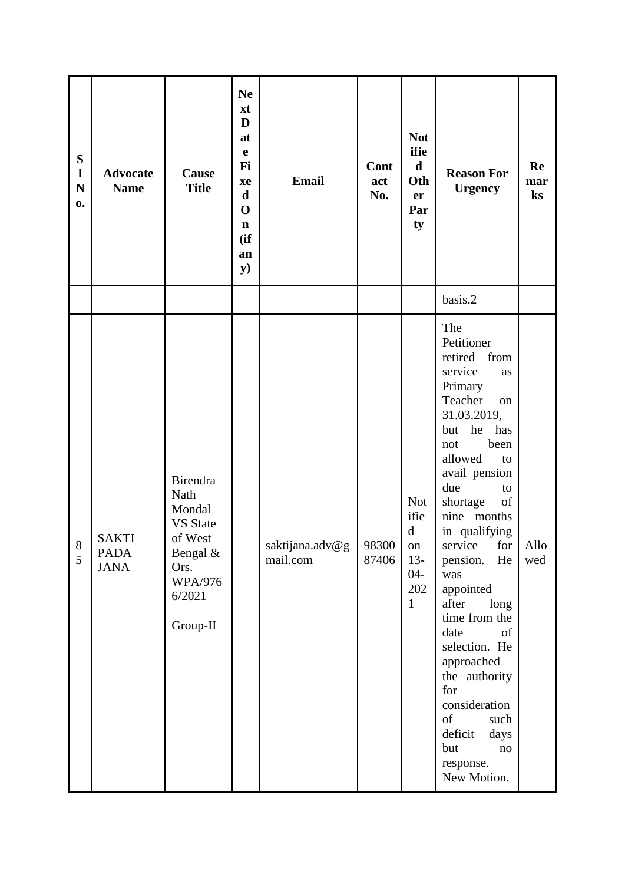| Sl No. | Advocate Name | Cause Title | Next Date Fixed On (if any) | Email | Contact No. | Notified Other Party | Reason For Urgency | Remarks |
|---|---|---|---|---|---|---|---|---|
| | | | | | | | basis.2 | |
| 85 | SAKTI PADA JANA | Birendra Nath Mondal VS State of West Bengal & Ors. WPA/9766/2021 Group-II | | saktijana.adv@gmail.com | 9830087406 | Notified on 13-04-2021 | The Petitioner retired from service as Primary Teacher on 31.03.2019, but he has not been allowed to avail pension due to shortage of nine months in qualifying service for pension. He was appointed after long time from the date of selection. He approached the authority for consideration of such deficit days but no response. New Motion. | Allowed |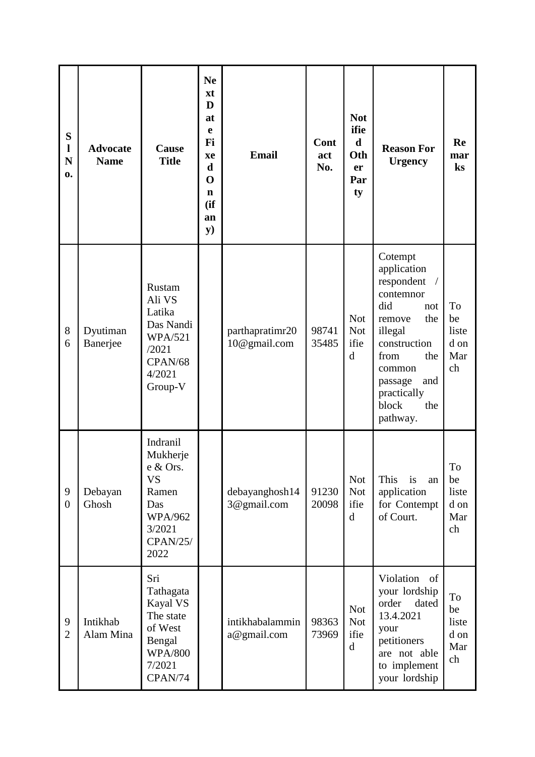| Sl No. | Advocate Name | Cause Title | Next Date Fixed On (if any) | Email | Contact No. | Notified Other Party | Reason For Urgency | Remarks |
|---|---|---|---|---|---|---|---|---|
| 86 | Dyutiman Banerjee | Rustam Ali VS Latika Das Nandi WPA/521/2021 CPAN/684/2021 Group-V | | parthapratimr2010@gmail.com | 9874135485 | Not Notified | Cotempt application respondent / contemnor did not remove the illegal construction from the common passage and practically block the pathway. | To be listed on March |
| 90 | Debayan Ghosh | Indranil Mukherjee & Ors. VS Ramen Das WPA/9623/2021 CPAN/25/2022 | | debayanghosh143@gmail.com | 9123020098 | Not Notified | This is an application for Contempt of Court. | To be listed on March |
| 92 | Intikhab Alam Mina | Sri Tathagata Kayal VS The state of West Bengal WPA/8007/2021 CPAN/74 | | intikhabalammina@gmail.com | 9836373969 | Not Notified | Violation of your lordship order dated 13.4.2021 your petitioners are not able to implement your lordship | To be listed on March |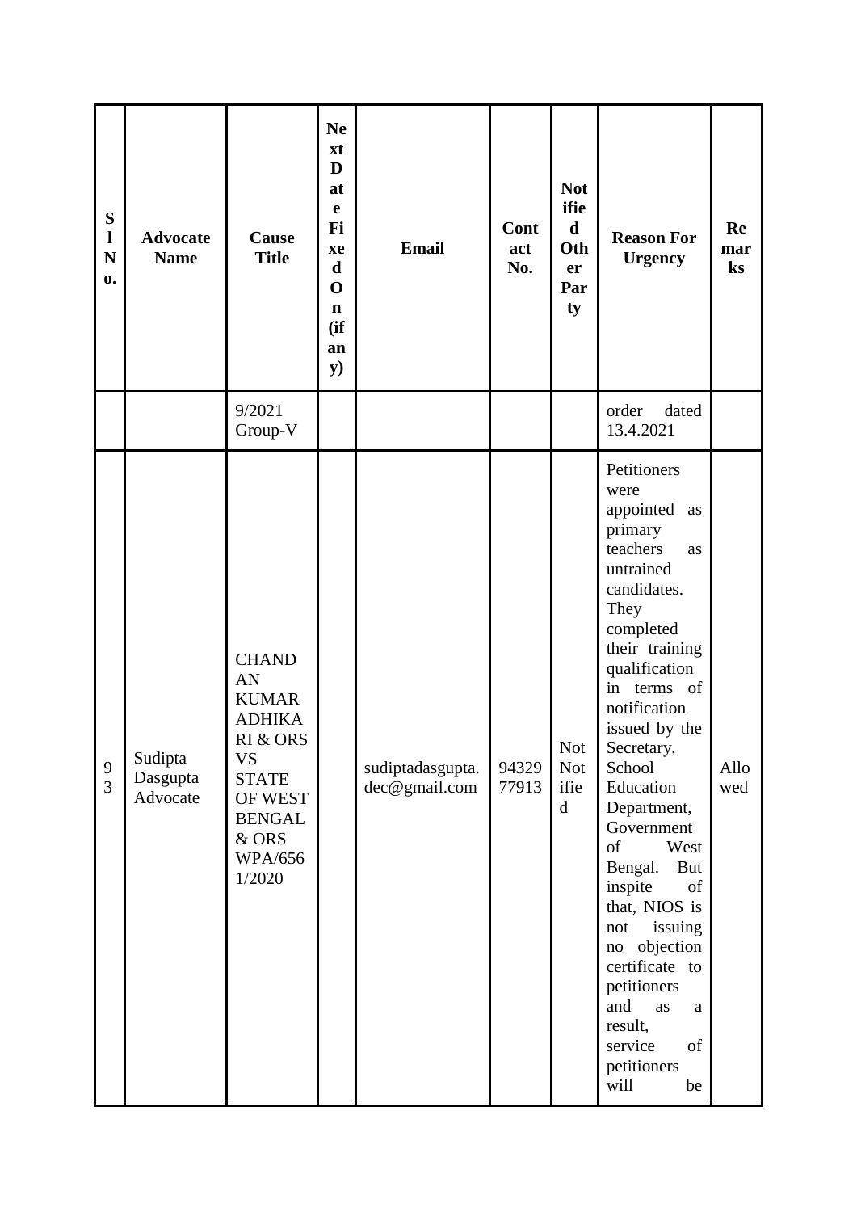| Sl No. | Advocate Name | Cause Title | Next Date Fixed On (if any) | Email | Contact No. | Notified Other Party | Reason For Urgency | Remarks |
|---|---|---|---|---|---|---|---|---|
| | | 9/2021 Group-V | | | | | order dated 13.4.2021 | |
| 93 | Sudipta Dasgupta Advocate | CHANDAN KUMAR ADHIKARI & ORS VS STATE OF WEST BENGAL & ORS WPA/6561/2020 | | sudiptadasgupta.dec@gmail.com | 9432977913 | Not Notified | Petitioners were appointed as primary teachers as untrained candidates. They completed their training qualification in terms of notification issued by the Secretary, School Education Department, Government of West Bengal. But inspite of that, NIOS is not issuing no objection certificate to petitioners and as a result, service of petitioners will be | Allowed |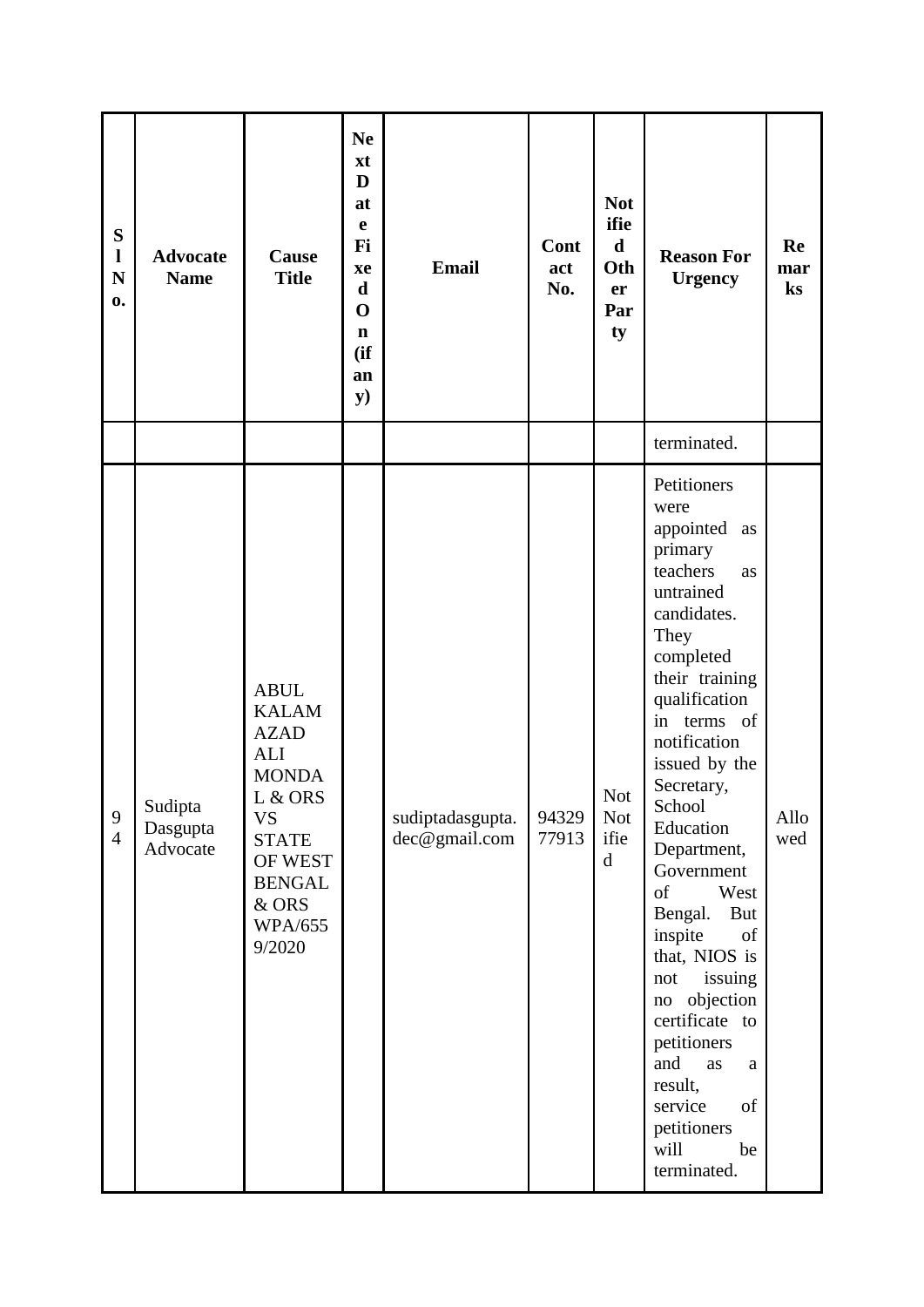| Sl No. | Advocate Name | Cause Title | Next Date Fixed On (if any) | Email | Contact No. | Notified Other Party | Reason For Urgency | Remarks |
|---|---|---|---|---|---|---|---|---|
| | | | | | | | terminated. | |
| 94 | Sudipta Dasgupta Advocate | ABUL KALAM AZAD ALI MONDAL & ORS VS STATE OF WEST BENGAL & ORS WPA/6559/2020 | | sudiptadasgupta.dec@gmail.com | 9432977913 | Not Notified | Petitioners were appointed as primary teachers as untrained candidates. They completed their training qualification in terms of notification issued by the Secretary, School Education Department, Government of West Bengal. But inspite of that, NIOS is not issuing no objection certificate to petitioners and as a result, service of petitioners will be terminated. | Allowed |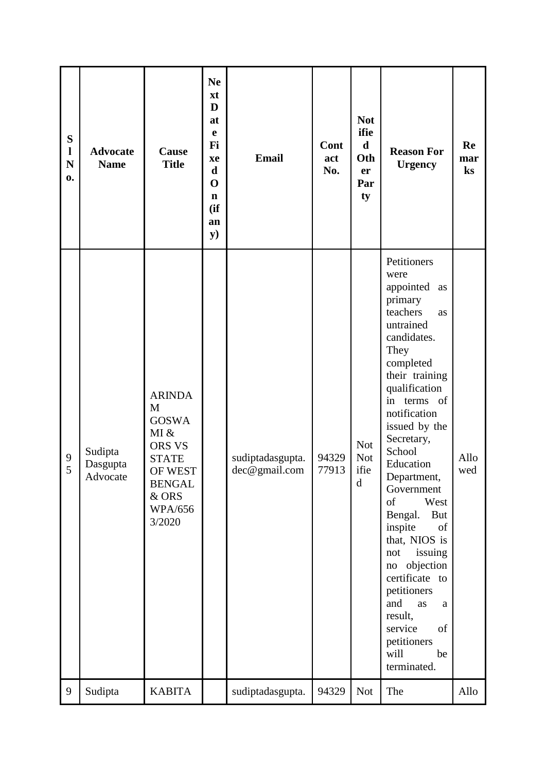| Sl No. | Advocate Name | Cause Title | Next Date Fixed On (if any) | Email | Contact No. | Notified Other Party | Reason For Urgency | Remarks |
|---|---|---|---|---|---|---|---|---|
| 95 | Sudipta Dasgupta Advocate | ARINDAM GOSWAMI & ORS VS STATE OF WEST BENGAL & ORS WPA/6563/2020 | | sudiptadasgupta.dec@gmail.com | 9432977913 | Not Notified | Petitioners were appointed as primary teachers as untrained candidates. They completed their training qualification in terms of notification issued by the Secretary, School Education Department, Government of West Bengal. But inspite of that, NIOS is not issuing no objection certificate to petitioners and as a result, service of petitioners will be terminated. | Allowed |
| 9 | Sudipta | KABITA | | sudiptadasgupta. | 94329 | Not | The | Allo |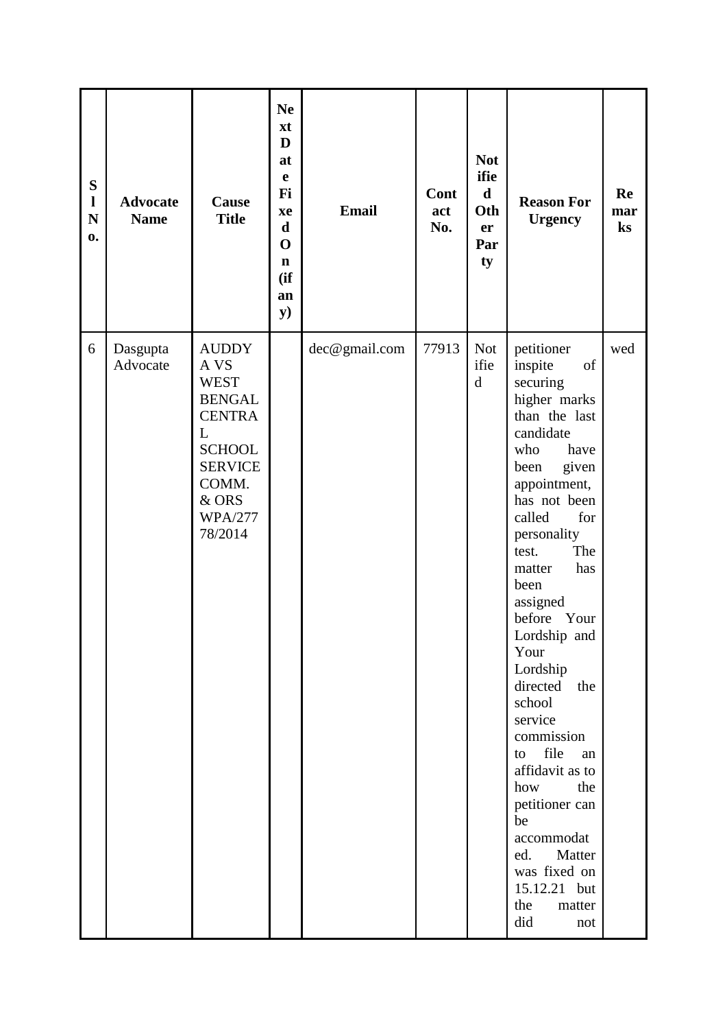| Sl No. | Advocate Name | Cause Title | Next Date Fixed On (if any) | Email | Contact No. | Notified Other Party | Reason For Urgency | Remarks |
|---|---|---|---|---|---|---|---|---|
| 6 | Dasgupta Advocate | AUDDY A VS WEST BENGAL CENTRAL SCHOOL SERVICE COMM. & ORS WPA/27778/2014 | | dec@gmail.com | 77913 | Notified | petitioner inspite of securing higher marks than the last candidate who have been given appointment, has not been called for personality test. The matter has been assigned before Your Lordship and Your Lordship directed the school service commission to file an affidavit as to how the petitioner can be accommodated. Matter was fixed on 15.12.21 but the matter did not | wed |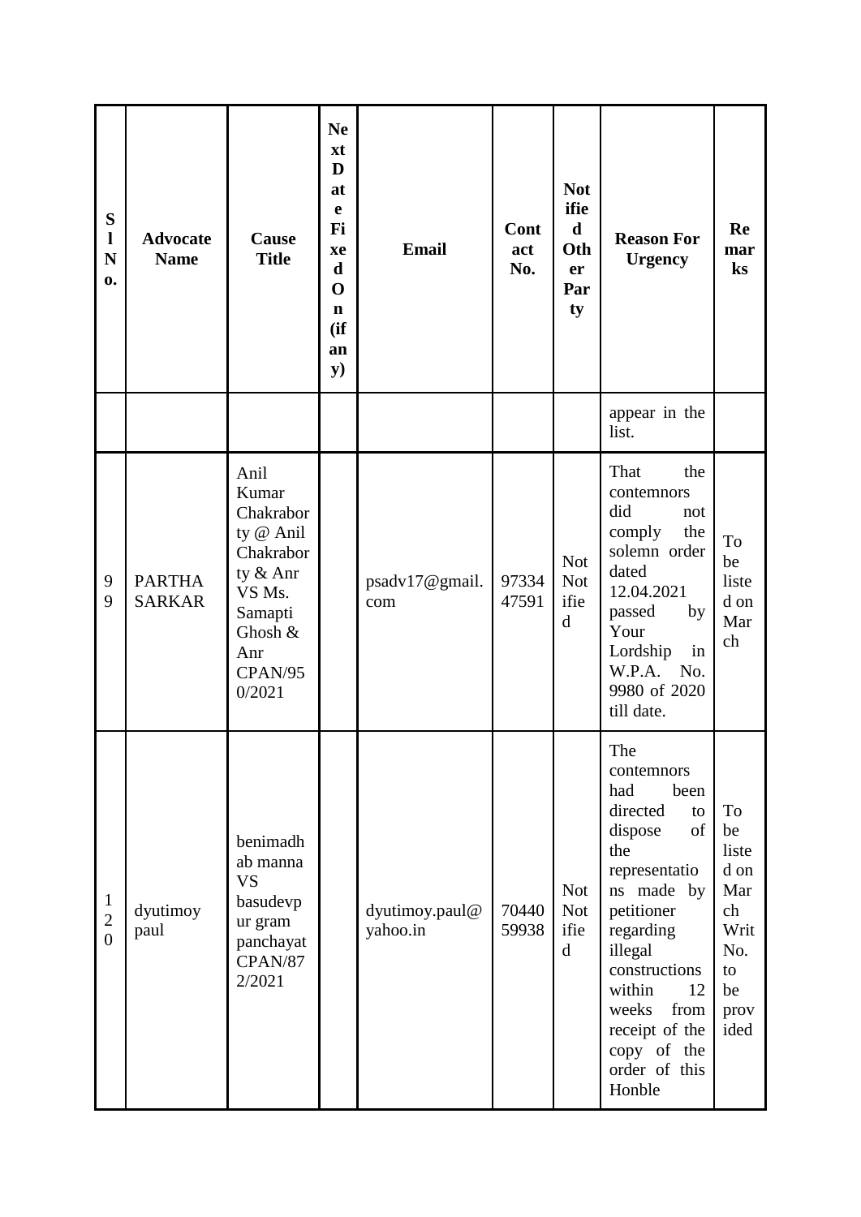| Sl No. | Advocate Name | Cause Title | Next Date Fixed On (if any) | Email | Contact No. | Notified Other Party | Reason For Urgency | Remarks |
|---|---|---|---|---|---|---|---|---|
| | | | | | | | appear in the list. | |
| 99 | PARTHA SARKAR | Anil Kumar Chakraborty @ Anil Chakraborty & Anr VS Ms. Samapti Ghosh & Anr CPAN/950/2021 | | psadv17@gmail.com | 9733447591 | Not Notified | That the contemnors did not comply the solemn order dated 12.04.2021 passed by Your Lordship in W.P.A. No. 9980 of 2020 till date. | To be listed on March |
| 120 | dyutimoy paul | benimadhab manna VS basudevpur gram panchayat CPAN/872/2021 | | dyutimoy.paul@yahoo.in | 7044059938 | Not Notified | The contemnors had been directed to dispose of the representations made by petitioner regarding illegal constructions within 12 weeks from receipt of the copy of the order of this Honble | To be listed on March Writ No. to be provided |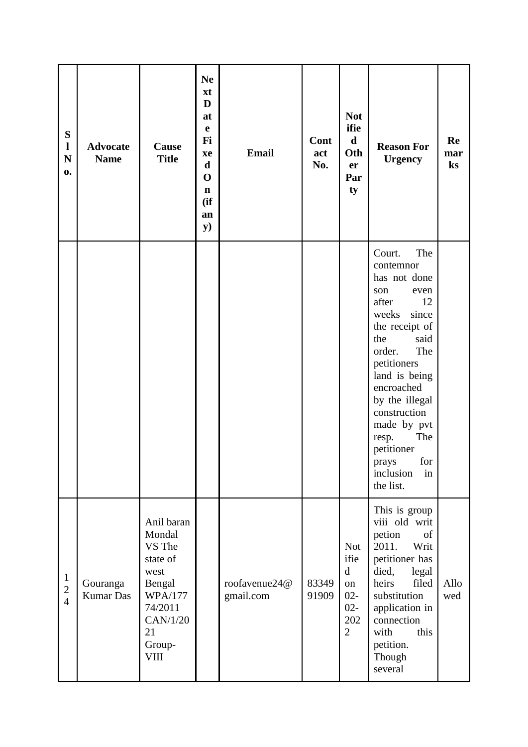| Sl No. | Advocate Name | Cause Title | Next Date Fixed On (if any) | Email | Contact No. | Notified Other Party | Reason For Urgency | Remarks |
|---|---|---|---|---|---|---|---|---|
| | | | | | | | Court. The contemnor has not done son even after 12 weeks since the receipt of the said order. The petitioners land is being encroached by the illegal construction made by pvt resp. The petitioner prays for inclusion in the list. | |
| 124 | Gouranga Kumar Das | Anil baran Mondal VS The state of west Bengal WPA/17774/2011 CAN/1/2021 Group-VIII | | roofavenue24@gmail.com | 8334991909 | Notified on 02-02-2022 | This is group viii old writ petion of 2011. Writ petitioner has died, legal heirs filed substitution application in connection with this petition. Though several | Allowed |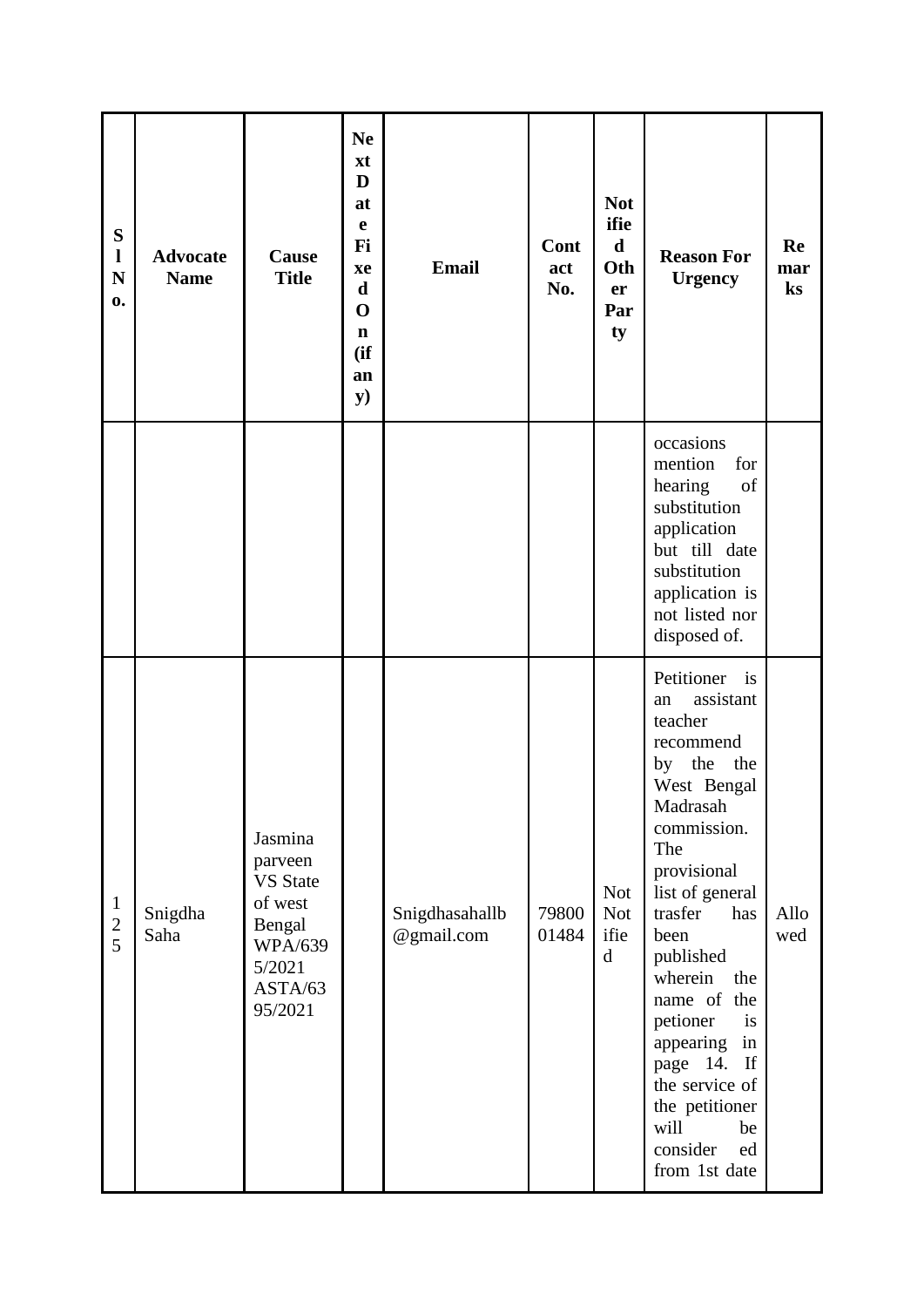| Sl No. | Advocate Name | Cause Title | Next Date Fixed On (if any) | Email | Contact No. | Notified Other Party | Reason For Urgency | Remarks |
|---|---|---|---|---|---|---|---|---|
| | | | | | | | occasions mention for hearing of substitution application but till date substitution application is not listed nor disposed of. | |
| 125 | Snigdha Saha | Jasmina parveen VS State of west Bengal WPA/6395/2021 ASTA/6395/2021 | | Snigdhasahallb@gmail.com | 7980001484 | Not Not ified | Petitioner is an assistant teacher recommend by the the West Bengal Madrasah commission. The provisional list of general trasfer has been published wherein the name of the petioner is appearing in page 14. If the service of the petitioner will be consider ed from 1st date | Allowed |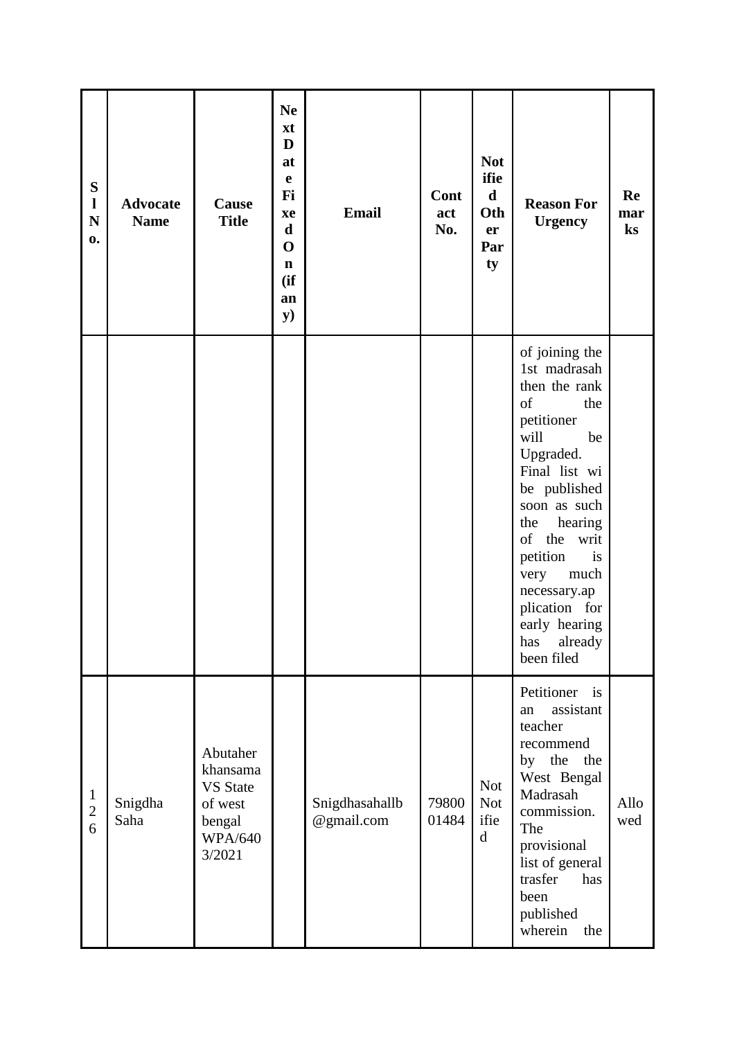| Sl No. | Advocate Name | Cause Title | Next Date Fixed On (if any) | Email | Contact No. | Notified Other Party | Reason For Urgency | Remarks |
|---|---|---|---|---|---|---|---|---|
| | | | | | | | of joining the 1st madrasah then the rank of the petitioner will be Upgraded. Final list wi be published soon as such the hearing of the writ petition is very much necessary.application for early hearing has already been filed | |
| 126 | Snigdha Saha | Abutaher khansama VS State of west bengal WPA/6403/2021 | | Snigdhasahallb@gmail.com | 7980001484 | Not Notified | Petitioner is an assistant teacher recommend by the the West Bengal Madrasah commission. The provisional list of general trasfer has been published wherein the | Allowed |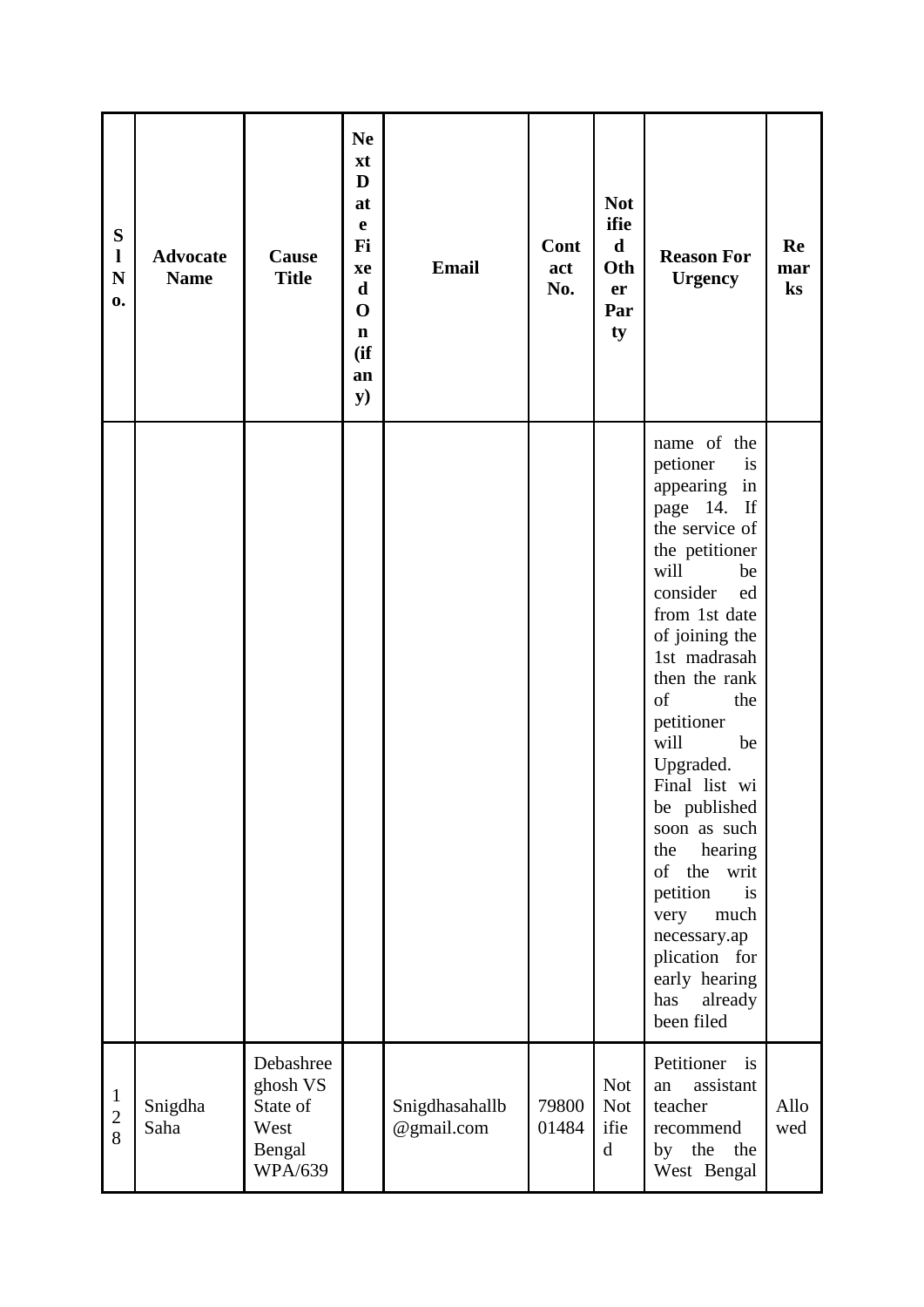| Sl No. | Advocate Name | Cause Title | Next Date Fixed On (if any) | Email | Contact No. | Notified Other Party | Reason For Urgency | Remarks |
|---|---|---|---|---|---|---|---|---|
| | | | | | | | name of the petioner is appearing in page 14. If the service of the petitioner will be consider ed from 1st date of joining the 1st madrasah then the rank of the petitioner will be Upgraded. Final list wi be published soon as such the hearing of the writ petition is very much necessary.ap plication for early hearing has already been filed | |
| 128 | Snigdha Saha | Debashree ghosh VS State of West Bengal WPA/639 | | Snigdhasahallb @gmail.com | 7980001484 | Not Not ified | Petitioner is an assistant teacher recommend by the the West Bengal | Allowed |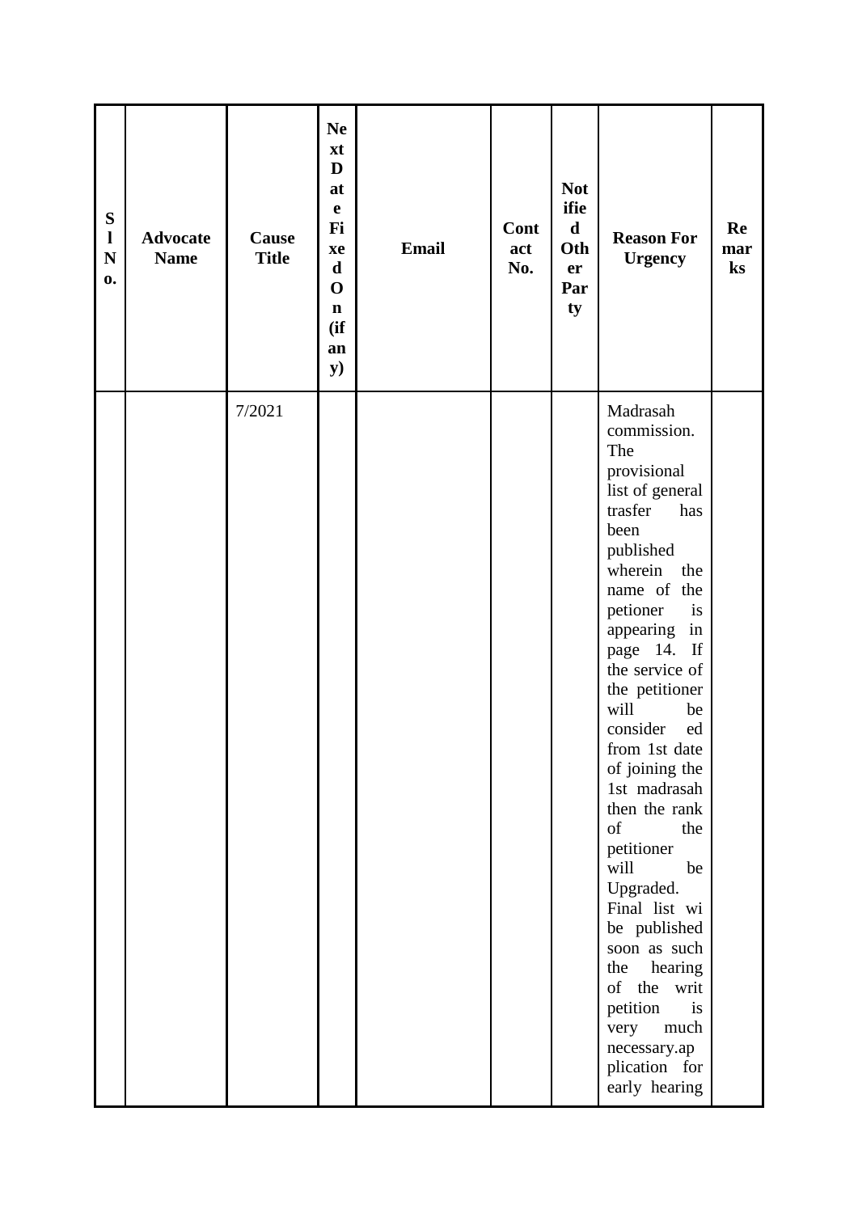| Sl No. | Advocate Name | Cause Title | Next Date Fixed On (if any) | Email | Contact No. | Notified Other Party | Reason For Urgency | Remarks |
|---|---|---|---|---|---|---|---|---|
| | | 7/2021 | | | | | Madrasah commission. The provisional list of general trasfer has been published wherein the name of the petioner is appearing in page 14. If the service of the petitioner will be consider ed from 1st date of joining the 1st madrasah then the rank of the petitioner will be Upgraded. Final list wi be published soon as such the hearing of the writ petition is very much necessary.ap plication for early hearing | |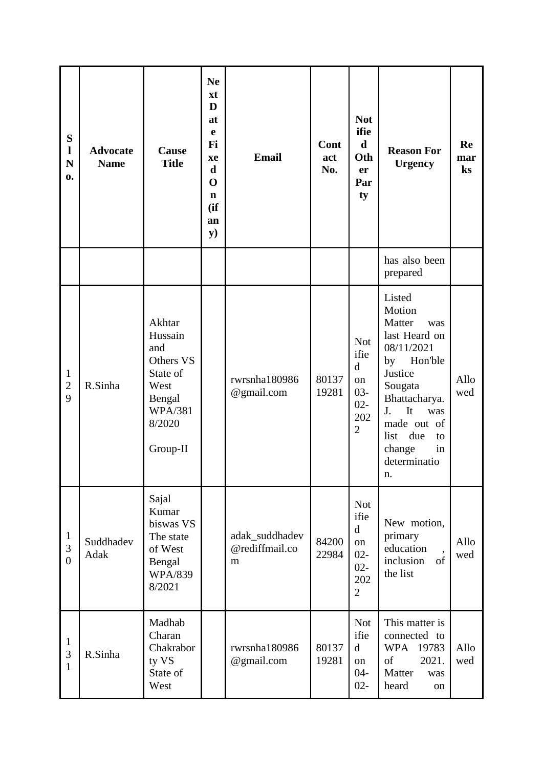| Sl No. | Advocate Name | Cause Title | Next Date Fixed On (if any) | Email | Contact No. | Notified Other Party | Reason For Urgency | Remarks |
|---|---|---|---|---|---|---|---|---|
| | | | | | | | has also been prepared | |
| 129 | R.Sinha | Akhtar Hussain and Others VS State of West Bengal WPA/3818/2020 Group-II | | rwrsnha180986@gmail.com | 8013719281 | Notified on 03-02-2022 | Listed Motion Matter was last Heard on 08/11/2021 by Hon'ble Justice Sougata Bhattacharya. J. It was made out of list due to change in determination. | Allowed |
| 130 | Suddhadev Adak | Sajal Kumar biswas VS The state of West Bengal WPA/8398/2021 | | adak_suddhadev@rediffmail.com | 8420022984 | Notified on 02-02-2022 | New motion, primary education , inclusion of the list | Allowed |
| 131 | R.Sinha | Madhab Charan Chakraborty VS State of West | | rwrsnha180986@gmail.com | 8013719281 | Notified on 04-02- | This matter is connected to WPA 19783 of 2021. Matter was heard on | Allowed |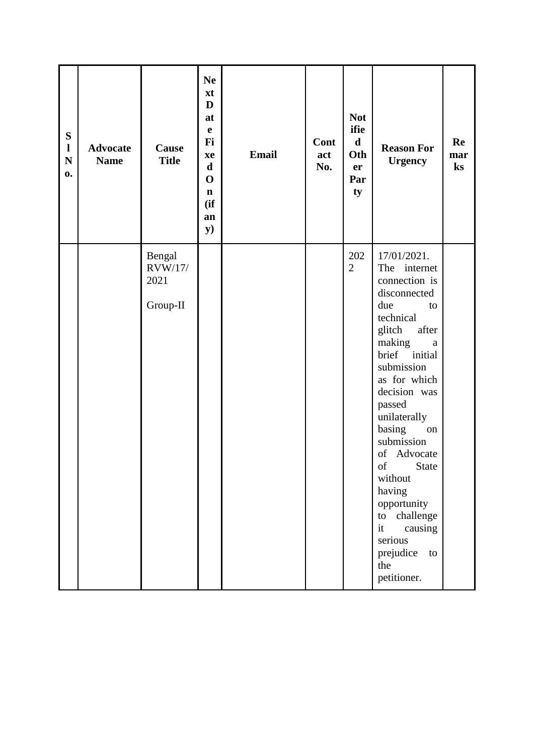| Sl No. | Advocate Name | Cause Title | Next Date Fixed On (if any) | Email | Contact No. | Notified Other Party | Reason For Urgency | Remarks |
|---|---|---|---|---|---|---|---|---|
| | | Bengal RVW/17/ 2021 Group-II | | | | 2022 | 17/01/2021. The internet connection is disconnected due to technical glitch after making a brief initial submission as for which decision was passed unilaterally basing on submission of Advocate of State without having opportunity to challenge it causing serious prejudice to the petitioner. | |